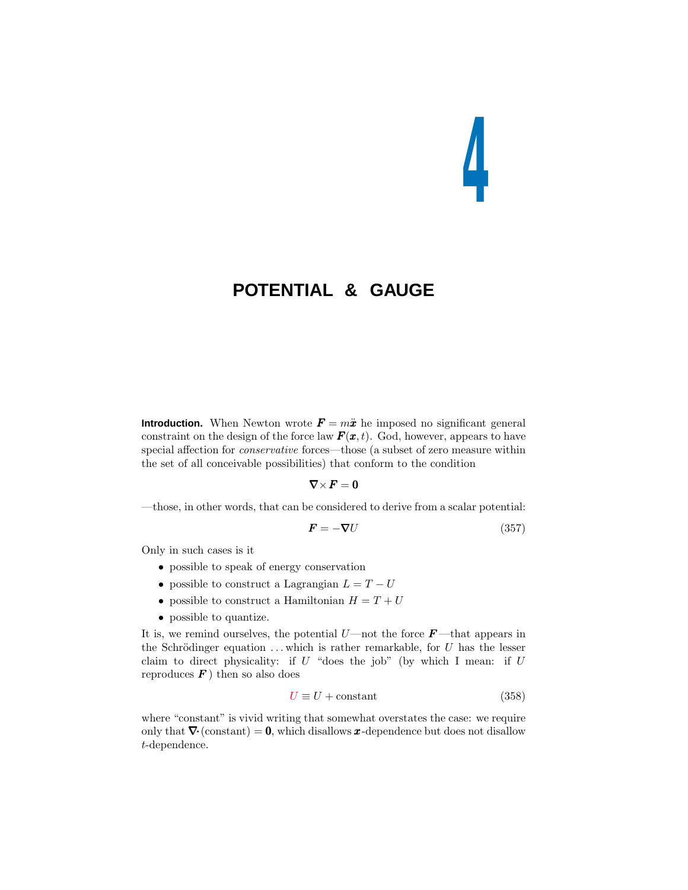# 4

# POTENTIAL & GAUGE

**Introduction.** When Newton wrote $\boldsymbol{F} = m\ddot{\boldsymbol{x}}$ he imposed no significant general constraint on the design of the force law $\boldsymbol{F}(\boldsymbol{x}, t)$. God, however, appears to have special affection for *conservative* forces—those (a subset of zero measure within the set of all conceivable possibilities) that conform to the condition

$$\boldsymbol{\nabla}\times\boldsymbol{F} = \boldsymbol{0}$$

—those, in other words, that can be considered to derive from a scalar potential:

$$\boldsymbol{F} = -\boldsymbol{\nabla}U \tag{357}$$

Only in such cases is it

- possible to speak of energy conservation
- possible to construct a Lagrangian $L = T - U$
- possible to construct a Hamiltonian $H = T + U$
- possible to quantize.

It is, we remind ourselves, the potential $U$—not the force $\boldsymbol{F}$—that appears in the Schrödinger equation ... which is rather remarkable, for $U$ has the lesser claim to direct physicality: if $U$ "does the job" (by which I mean: if $U$ reproduces $\boldsymbol{F}$) then so also does

$$U \equiv U + \text{constant} \tag{358}$$

where "constant" is vivid writing that somewhat overstates the case: we require only that $\boldsymbol{\nabla}\cdot(\text{constant}) = \boldsymbol{0}$, which disallows $\boldsymbol{x}$-dependence but does not disallow $t$-dependence.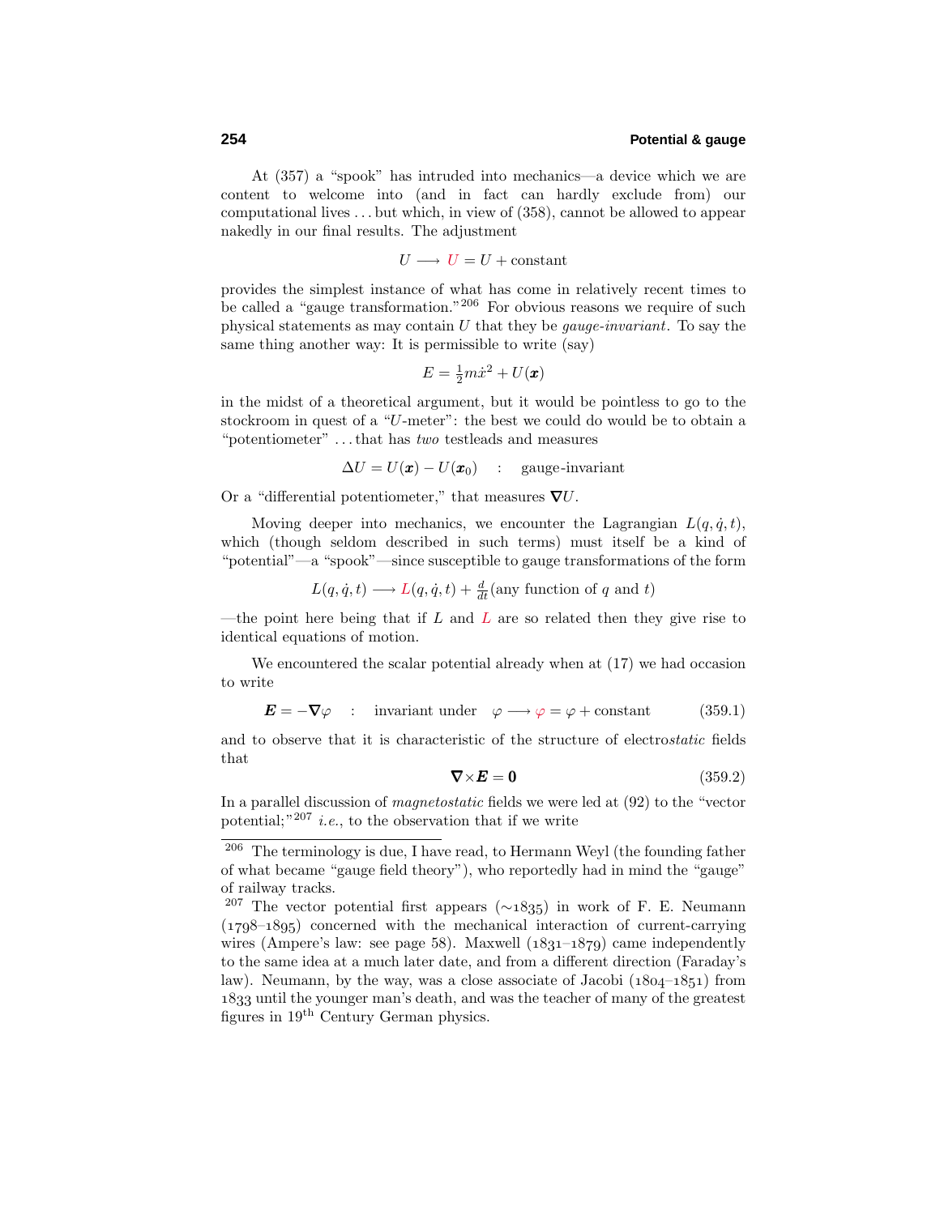At (357) a "spook" has intruded into mechanics—a device which we are content to welcome into (and in fact can hardly exclude from) our computational lives ... but which, in view of (358), cannot be allowed to appear nakedly in our final results. The adjustment

$$U \longrightarrow U = U + \text{constant}$$

provides the simplest instance of what has come in relatively recent times to be called a "gauge transformation."[206] For obvious reasons we require of such physical statements as may contain $U$ that they be *gauge-invariant*. To say the same thing another way: It is permissible to write (say)

$$E = \tfrac{1}{2}m\dot{x}^2 + U(\boldsymbol{x})$$

in the midst of a theoretical argument, but it would be pointless to go to the stockroom in quest of a "$U$-meter": the best we could do would be to obtain a "potentiometer" ... that has *two* testleads and measures

$$\Delta U = U(\boldsymbol{x}) - U(\boldsymbol{x}_0) \quad : \quad \text{gauge-invariant}$$

Or a "differential potentiometer," that measures $\boldsymbol{\nabla}U$.

Moving deeper into mechanics, we encounter the Lagrangian $L(q, \dot{q}, t)$, which (though seldom described in such terms) must itself be a kind of "potential"—a "spook"—since susceptible to gauge transformations of the form

$$L(q, \dot{q}, t) \longrightarrow L(q, \dot{q}, t) + \tfrac{d}{dt}(\text{any function of } q \text{ and } t)$$

—the point here being that if $L$ and $L$ are so related then they give rise to identical equations of motion.

We encountered the scalar potential already when at (17) we had occasion to write

$$\boldsymbol{E} = -\boldsymbol{\nabla}\varphi \quad : \quad \text{invariant under} \quad \varphi \longrightarrow \varphi = \varphi + \text{constant} \tag{359.1}$$

and to observe that it is characteristic of the structure of electro*static* fields that

$$\boldsymbol{\nabla}\times\boldsymbol{E} = \boldsymbol{0} \tag{359.2}$$

In a parallel discussion of *magnetostatic* fields we were led at (92) to the "vector potential;"[207] *i.e.*, to the observation that if we write

---

[206] The terminology is due, I have read, to Hermann Weyl (the founding father of what became "gauge field theory"), who reportedly had in mind the "gauge" of railway tracks.

[207] The vector potential first appears (∼1835) in work of F. E. Neumann (1798–1895) concerned with the mechanical interaction of current-carrying wires (Ampere's law: see page 58). Maxwell (1831–1879) came independently to the same idea at a much later date, and from a different direction (Faraday's law). Neumann, by the way, was a close associate of Jacobi (1804–1851) from 1833 until the younger man's death, and was the teacher of many of the greatest figures in 19th Century German physics.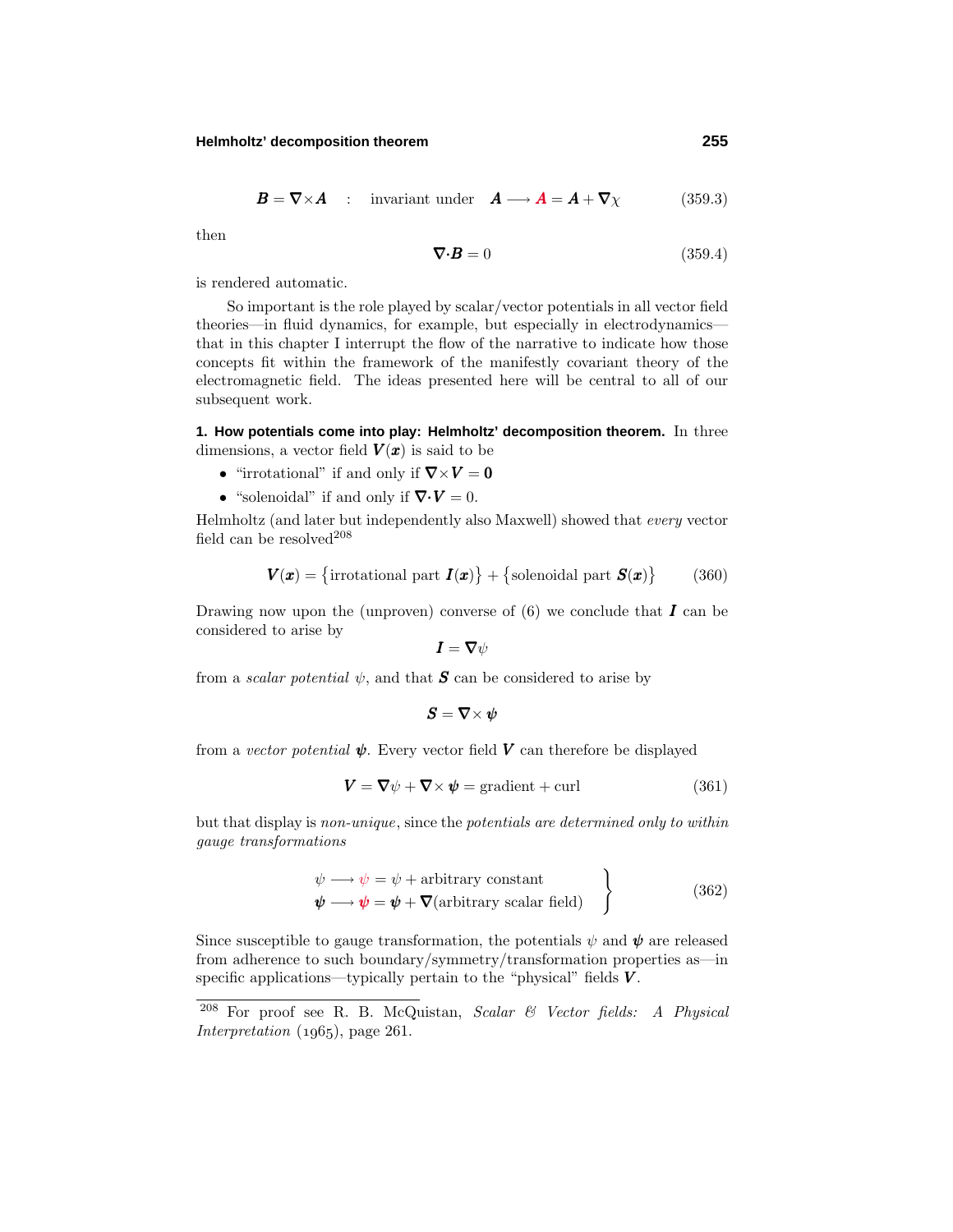$$\boldsymbol{B} = \boldsymbol{\nabla}\times\boldsymbol{A} \quad : \quad \text{invariant under} \quad \boldsymbol{A} \longrightarrow \boldsymbol{A} = \boldsymbol{A} + \boldsymbol{\nabla}\chi \tag{359.3}$$

then

$$\boldsymbol{\nabla}\cdot\boldsymbol{B} = 0 \tag{359.4}$$

is rendered automatic.

So important is the role played by scalar/vector potentials in all vector field theories—in fluid dynamics, for example, but especially in electrodynamics—that in this chapter I interrupt the flow of the narrative to indicate how those concepts fit within the framework of the manifestly covariant theory of the electromagnetic field. The ideas presented here will be central to all of our subsequent work.

**1. How potentials come into play: Helmholtz' decomposition theorem.** In three dimensions, a vector field $\boldsymbol{V}(\boldsymbol{x})$ is said to be

- "irrotational" if and only if $\boldsymbol{\nabla}\times\boldsymbol{V} = \boldsymbol{0}$
- "solenoidal" if and only if $\boldsymbol{\nabla}\cdot\boldsymbol{V} = 0$.

Helmholtz (and later but independently also Maxwell) showed that *every* vector field can be resolved[208]

$$\boldsymbol{V}(\boldsymbol{x}) = \big\{\text{irrotational part } \boldsymbol{I}(\boldsymbol{x})\big\} + \big\{\text{solenoidal part } \boldsymbol{S}(\boldsymbol{x})\big\} \tag{360}$$

Drawing now upon the (unproven) converse of (6) we conclude that $\boldsymbol{I}$ can be considered to arise by

$$\boldsymbol{I} = \boldsymbol{\nabla}\psi$$

from a *scalar potential* $\psi$, and that $\boldsymbol{S}$ can be considered to arise by

$$\boldsymbol{S} = \boldsymbol{\nabla}\times\boldsymbol{\psi}$$

from a *vector potential* $\boldsymbol{\psi}$. Every vector field $\boldsymbol{V}$ can therefore be displayed

$$\boldsymbol{V} = \boldsymbol{\nabla}\psi + \boldsymbol{\nabla}\times\boldsymbol{\psi} = \text{gradient} + \text{curl} \tag{361}$$

but that display is *non-unique*, since the *potentials are determined only to within gauge transformations*

$$\left.\begin{aligned} \psi &\longrightarrow \psi = \psi + \text{arbitrary constant} \\ \boldsymbol{\psi} &\longrightarrow \boldsymbol{\psi} = \boldsymbol{\psi} + \boldsymbol{\nabla}(\text{arbitrary scalar field}) \end{aligned}\right\} \tag{362}$$

Since susceptible to gauge transformation, the potentials $\psi$ and $\boldsymbol{\psi}$ are released from adherence to such boundary/symmetry/transformation properties as—in specific applications—typically pertain to the "physical" fields $\boldsymbol{V}$.

---

[208] For proof see R. B. McQuistan, *Scalar & Vector fields: A Physical Interpretation* (1965), page 261.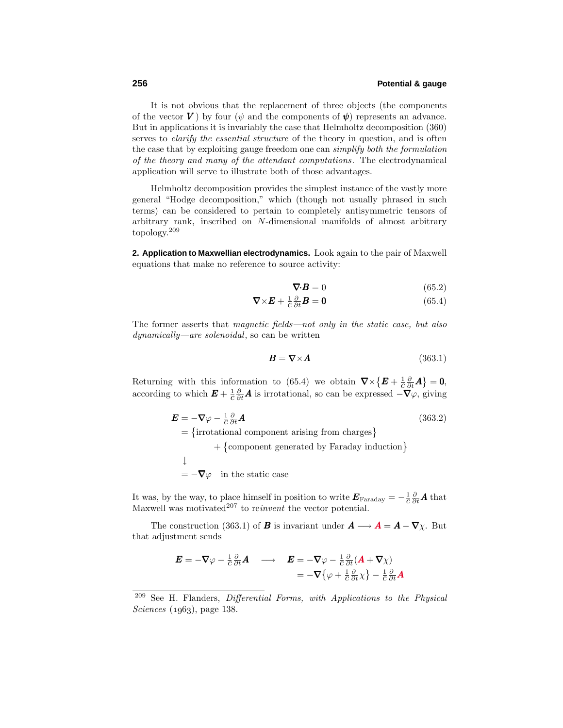It is not obvious that the replacement of three objects (the components of the vector $\boldsymbol{V}$ ) by four ($\psi$ and the components of $\boldsymbol{\psi}$) represents an advance. But in applications it is invariably the case that Helmholtz decomposition (360) serves to *clarify the essential structure* of the theory in question, and is often the case that by exploiting gauge freedom one can *simplify both the formulation of the theory and many of the attendant computations*. The electrodynamical application will serve to illustrate both of those advantages.

Helmholtz decomposition provides the simplest instance of the vastly more general "Hodge decomposition," which (though not usually phrased in such terms) can be considered to pertain to completely antisymmetric tensors of arbitrary rank, inscribed on $N$-dimensional manifolds of almost arbitrary topology.[209]

**2. Application to Maxwellian electrodynamics.** Look again to the pair of Maxwell equations that make no reference to source activity:

$$\boldsymbol{\nabla}\cdot\boldsymbol{B} = 0 \tag{65.2}$$

$$\boldsymbol{\nabla}\times\boldsymbol{E} + \tfrac{1}{c}\tfrac{\partial}{\partial t}\boldsymbol{B} = \boldsymbol{0} \tag{65.4}$$

The former asserts that *magnetic fields—not only in the static case, but also dynamically—are solenoidal*, so can be written

$$\boldsymbol{B} = \boldsymbol{\nabla}\times\boldsymbol{A} \tag{363.1}$$

Returning with this information to (65.4) we obtain $\boldsymbol{\nabla}\times\big\{\boldsymbol{E} + \tfrac{1}{c}\tfrac{\partial}{\partial t}\boldsymbol{A}\big\} = \boldsymbol{0}$, according to which $\boldsymbol{E} + \tfrac{1}{c}\tfrac{\partial}{\partial t}\boldsymbol{A}$ is irrotational, so can be expressed $-\boldsymbol{\nabla}\varphi$, giving

$$\begin{aligned}
\boldsymbol{E} &= -\boldsymbol{\nabla}\varphi - \tfrac{1}{c}\tfrac{\partial}{\partial t}\boldsymbol{A} \qquad\qquad (363.2)\\
&= \big\{\text{irrotational component arising from charges}\big\}\\
&\qquad + \big\{\text{component generated by Faraday induction}\big\}\\
&\downarrow\\
&= -\boldsymbol{\nabla}\varphi \quad \text{in the static case}
\end{aligned}$$

It was, by the way, to place himself in position to write $\boldsymbol{E}_{\text{Faraday}} = -\tfrac{1}{c}\tfrac{\partial}{\partial t}\boldsymbol{A}$ that Maxwell was motivated[207] to re*invent* the vector potential.

The construction (363.1) of $\boldsymbol{B}$ is invariant under $\boldsymbol{A} \longrightarrow \boldsymbol{A} = \boldsymbol{A} - \boldsymbol{\nabla}\chi$. But that adjustment sends

$$\boldsymbol{E} = -\boldsymbol{\nabla}\varphi - \tfrac{1}{c}\tfrac{\partial}{\partial t}\boldsymbol{A} \quad\longrightarrow\quad \begin{aligned}\boldsymbol{E} &= -\boldsymbol{\nabla}\varphi - \tfrac{1}{c}\tfrac{\partial}{\partial t}(\boldsymbol{A} + \boldsymbol{\nabla}\chi)\\ &= -\boldsymbol{\nabla}\big\{\varphi + \tfrac{1}{c}\tfrac{\partial}{\partial t}\chi\big\} - \tfrac{1}{c}\tfrac{\partial}{\partial t}\boldsymbol{A}\end{aligned}$$

---

[209] See H. Flanders, *Differential Forms, with Applications to the Physical Sciences* (1963), page 138.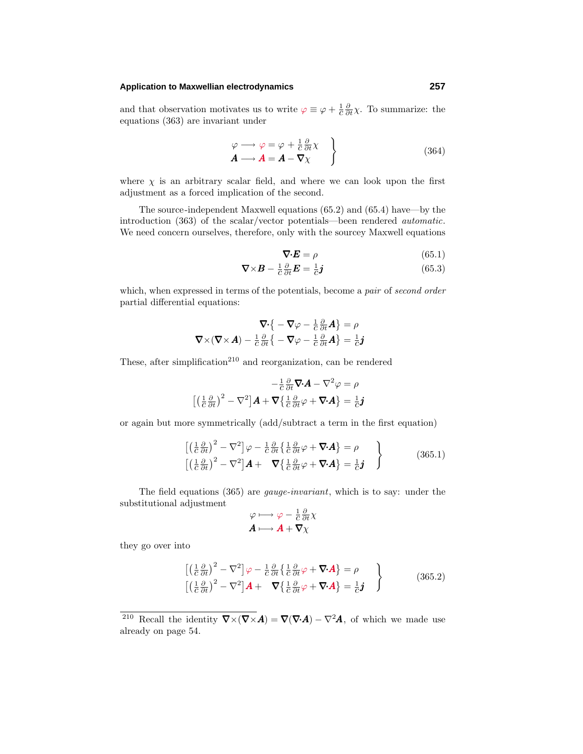and that observation motivates us to write $\varphi \equiv \varphi + \frac{1}{c}\frac{\partial}{\partial t}\chi$. To summarize: the equations (363) are invariant under

$$\left.\begin{aligned} \varphi &\longrightarrow \varphi = \varphi + \tfrac{1}{c}\tfrac{\partial}{\partial t}\chi \\ \boldsymbol{A} &\longrightarrow \boldsymbol{A} = \boldsymbol{A} - \boldsymbol{\nabla}\chi \end{aligned}\right\} \tag{364}$$

where $\chi$ is an arbitrary scalar field, and where we can look upon the first adjustment as a forced implication of the second.

The source-independent Maxwell equations (65.2) and (65.4) have—by the introduction (363) of the scalar/vector potentials—been rendered *automatic*. We need concern ourselves, therefore, only with the sourcey Maxwell equations

$$\boldsymbol{\nabla}\cdot\boldsymbol{E} = \rho \tag{65.1}$$

$$\boldsymbol{\nabla}\times\boldsymbol{B} - \tfrac{1}{c}\tfrac{\partial}{\partial t}\boldsymbol{E} = \tfrac{1}{c}\boldsymbol{j} \tag{65.3}$$

which, when expressed in terms of the potentials, become a *pair* of *second order* partial differential equations:

$$\begin{aligned} \boldsymbol{\nabla}\cdot\big\{-\boldsymbol{\nabla}\varphi - \tfrac{1}{c}\tfrac{\partial}{\partial t}\boldsymbol{A}\big\} &= \rho \\ \boldsymbol{\nabla}\times(\boldsymbol{\nabla}\times\boldsymbol{A}) - \tfrac{1}{c}\tfrac{\partial}{\partial t}\big\{-\boldsymbol{\nabla}\varphi - \tfrac{1}{c}\tfrac{\partial}{\partial t}\boldsymbol{A}\big\} &= \tfrac{1}{c}\boldsymbol{j} \end{aligned}$$

These, after simplification[210] and reorganization, can be rendered

$$\begin{aligned} -\tfrac{1}{c}\tfrac{\partial}{\partial t}\boldsymbol{\nabla}\cdot\boldsymbol{A} - \nabla^2\varphi &= \rho \\ \big[\big(\tfrac{1}{c}\tfrac{\partial}{\partial t}\big)^2 - \nabla^2\big]\boldsymbol{A} + \boldsymbol{\nabla}\big\{\tfrac{1}{c}\tfrac{\partial}{\partial t}\varphi + \boldsymbol{\nabla}\cdot\boldsymbol{A}\big\} &= \tfrac{1}{c}\boldsymbol{j} \end{aligned}$$

or again but more symmetrically (add/subtract a term in the first equation)

$$\left.\begin{aligned} \big[\big(\tfrac{1}{c}\tfrac{\partial}{\partial t}\big)^2 - \nabla^2\big]\varphi - \tfrac{1}{c}\tfrac{\partial}{\partial t}\big\{\tfrac{1}{c}\tfrac{\partial}{\partial t}\varphi + \boldsymbol{\nabla}\cdot\boldsymbol{A}\big\} &= \rho \\ \big[\big(\tfrac{1}{c}\tfrac{\partial}{\partial t}\big)^2 - \nabla^2\big]\boldsymbol{A} + \quad \boldsymbol{\nabla}\big\{\tfrac{1}{c}\tfrac{\partial}{\partial t}\varphi + \boldsymbol{\nabla}\cdot\boldsymbol{A}\big\} &= \tfrac{1}{c}\boldsymbol{j} \end{aligned}\right\} \tag{365.1}$$

The field equations (365) are *gauge-invariant*, which is to say: under the substitutional adjustment

$$\begin{aligned} \varphi &\longmapsto \varphi - \tfrac{1}{c}\tfrac{\partial}{\partial t}\chi \\ \boldsymbol{A} &\longmapsto \boldsymbol{A} + \boldsymbol{\nabla}\chi \end{aligned}$$

they go over into

$$\left.\begin{aligned} \big[\big(\tfrac{1}{c}\tfrac{\partial}{\partial t}\big)^2 - \nabla^2\big]\varphi - \tfrac{1}{c}\tfrac{\partial}{\partial t}\big\{\tfrac{1}{c}\tfrac{\partial}{\partial t}\varphi + \boldsymbol{\nabla}\cdot\boldsymbol{A}\big\} &= \rho \\ \big[\big(\tfrac{1}{c}\tfrac{\partial}{\partial t}\big)^2 - \nabla^2\big]\boldsymbol{A} + \quad \boldsymbol{\nabla}\big\{\tfrac{1}{c}\tfrac{\partial}{\partial t}\varphi + \boldsymbol{\nabla}\cdot\boldsymbol{A}\big\} &= \tfrac{1}{c}\boldsymbol{j} \end{aligned}\right\} \tag{365.2}$$

---

[210] Recall the identity $\boldsymbol{\nabla}\times(\boldsymbol{\nabla}\times\boldsymbol{A}) = \boldsymbol{\nabla}(\boldsymbol{\nabla}\cdot\boldsymbol{A}) - \nabla^2\boldsymbol{A}$, of which we made use already on page 54.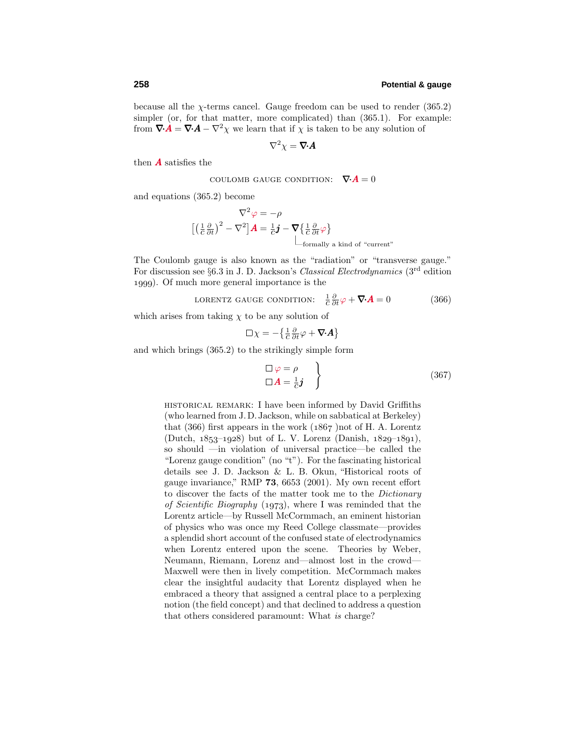because all the $\chi$-terms cancel. Gauge freedom can be used to render (365.2) simpler (or, for that matter, more complicated) than (365.1). For example: from $\boldsymbol{\nabla}\!\cdot\!\boldsymbol{A} = \boldsymbol{\nabla}\!\cdot\!\boldsymbol{A} - \nabla^2\chi$ we learn that if $\chi$ is taken to be any solution of

$$\nabla^2\chi = \boldsymbol{\nabla}\!\cdot\!\boldsymbol{A}$$

then $\boldsymbol{A}$ satisfies the

$$\text{COULOMB GAUGE CONDITION:} \quad \boldsymbol{\nabla}\!\cdot\!\boldsymbol{A} = 0$$

and equations (365.2) become

$$\nabla^2\varphi = -\rho$$

$$\big[\big(\tfrac{1}{c}\tfrac{\partial}{\partial t}\big)^2 - \nabla^2\big]\boldsymbol{A} = \tfrac{1}{c}\boldsymbol{j} - \underbrace{\boldsymbol{\nabla}\big\{\tfrac{1}{c}\tfrac{\partial}{\partial t}\varphi\big\}}_{\text{formally a kind of "current"}}$$

The Coulomb gauge is also known as the "radiation" or "transverse gauge." For discussion see §6.3 in J. D. Jackson's *Classical Electrodynamics* (3rd edition 1999). Of much more general importance is the

$$\text{LORENTZ GAUGE CONDITION:} \quad \tfrac{1}{c}\tfrac{\partial}{\partial t}\varphi + \boldsymbol{\nabla}\!\cdot\!\boldsymbol{A} = 0 \tag{366}$$

which arises from taking $\chi$ to be any solution of

$$\Box\chi = -\big\{\tfrac{1}{c}\tfrac{\partial}{\partial t}\varphi + \boldsymbol{\nabla}\!\cdot\!\boldsymbol{A}\big\}$$

and which brings (365.2) to the strikingly simple form

$$\left.\begin{aligned} \Box\varphi &= \rho \\ \Box\boldsymbol{A} &= \tfrac{1}{c}\boldsymbol{j} \end{aligned}\right\} \tag{367}$$

HISTORICAL REMARK: I have been informed by David Griffiths (who learned from J. D. Jackson, while on sabbatical at Berkeley) that (366) first appears in the work (1867 )not of H. A. Lorentz (Dutch, 1853–1928) but of L. V. Lorenz (Danish, 1829–1891), so should —in violation of universal practice—be called the "Lorenz gauge condition" (no "t"). For the fascinating historical details see J. D. Jackson & L. B. Okun, "Historical roots of gauge invariance," RMP **73**, 6653 (2001). My own recent effort to discover the facts of the matter took me to the *Dictionary of Scientific Biography* (1973), where I was reminded that the Lorentz article—by Russell McCormmach, an eminent historian of physics who was once my Reed College classmate—provides a splendid short account of the confused state of electrodynamics when Lorentz entered upon the scene. Theories by Weber, Neumann, Riemann, Lorenz and—almost lost in the crowd—Maxwell were then in lively competition. McCormmach makes clear the insightful audacity that Lorentz displayed when he embraced a theory that assigned a central place to a perplexing notion (the field concept) and that declined to address a question that others considered paramount: What *is* charge?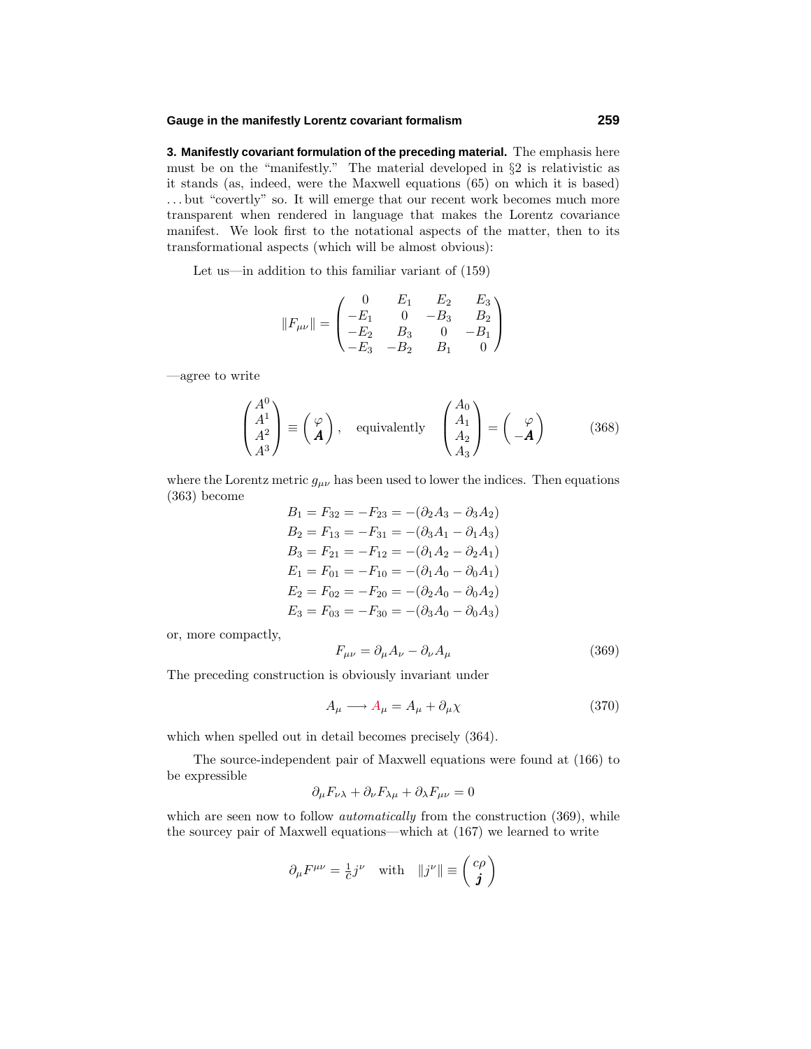**3. Manifestly covariant formulation of the preceding material.** The emphasis here must be on the "manifestly." The material developed in §2 is relativistic as it stands (as, indeed, were the Maxwell equations (65) on which it is based) . . . but "covertly" so. It will emerge that our recent work becomes much more transparent when rendered in language that makes the Lorentz covariance manifest. We look first to the notational aspects of the matter, then to its transformational aspects (which will be almost obvious):

Let us—in addition to this familiar variant of (159)

$$\|F_{\mu\nu}\| = \begin{pmatrix} 0 & E_1 & E_2 & E_3 \\ -E_1 & 0 & -B_3 & B_2 \\ -E_2 & B_3 & 0 & -B_1 \\ -E_3 & -B_2 & B_1 & 0 \end{pmatrix}$$

—agree to write

$$\begin{pmatrix} A^0 \\ A^1 \\ A^2 \\ A^3 \end{pmatrix} \equiv \begin{pmatrix} \varphi \\ \boldsymbol{A} \end{pmatrix}, \quad \text{equivalently} \quad \begin{pmatrix} A_0 \\ A_1 \\ A_2 \\ A_3 \end{pmatrix} = \begin{pmatrix} \varphi \\ -\boldsymbol{A} \end{pmatrix} \tag{368}$$

where the Lorentz metric $g_{\mu\nu}$ has been used to lower the indices. Then equations (363) become

$$\begin{aligned} B_1 &= F_{32} = -F_{23} = -(\partial_2 A_3 - \partial_3 A_2) \\ B_2 &= F_{13} = -F_{31} = -(\partial_3 A_1 - \partial_1 A_3) \\ B_3 &= F_{21} = -F_{12} = -(\partial_1 A_2 - \partial_2 A_1) \\ E_1 &= F_{01} = -F_{10} = -(\partial_1 A_0 - \partial_0 A_1) \\ E_2 &= F_{02} = -F_{20} = -(\partial_2 A_0 - \partial_0 A_2) \\ E_3 &= F_{03} = -F_{30} = -(\partial_3 A_0 - \partial_0 A_3) \end{aligned}$$

or, more compactly,

$$F_{\mu\nu} = \partial_\mu A_\nu - \partial_\nu A_\mu \tag{369}$$

The preceding construction is obviously invariant under

$$A_\mu \longrightarrow A_\mu = A_\mu + \partial_\mu \chi \tag{370}$$

which when spelled out in detail becomes precisely (364).

The source-independent pair of Maxwell equations were found at (166) to be expressible

$$\partial_\mu F_{\nu\lambda} + \partial_\nu F_{\lambda\mu} + \partial_\lambda F_{\mu\nu} = 0$$

which are seen now to follow *automatically* from the construction (369), while the sourcey pair of Maxwell equations—which at (167) we learned to write

$$\partial_\mu F^{\mu\nu} = \tfrac{1}{c} j^\nu \quad \text{with} \quad \|j^\nu\| \equiv \begin{pmatrix} c\rho \\ \boldsymbol{j} \end{pmatrix}$$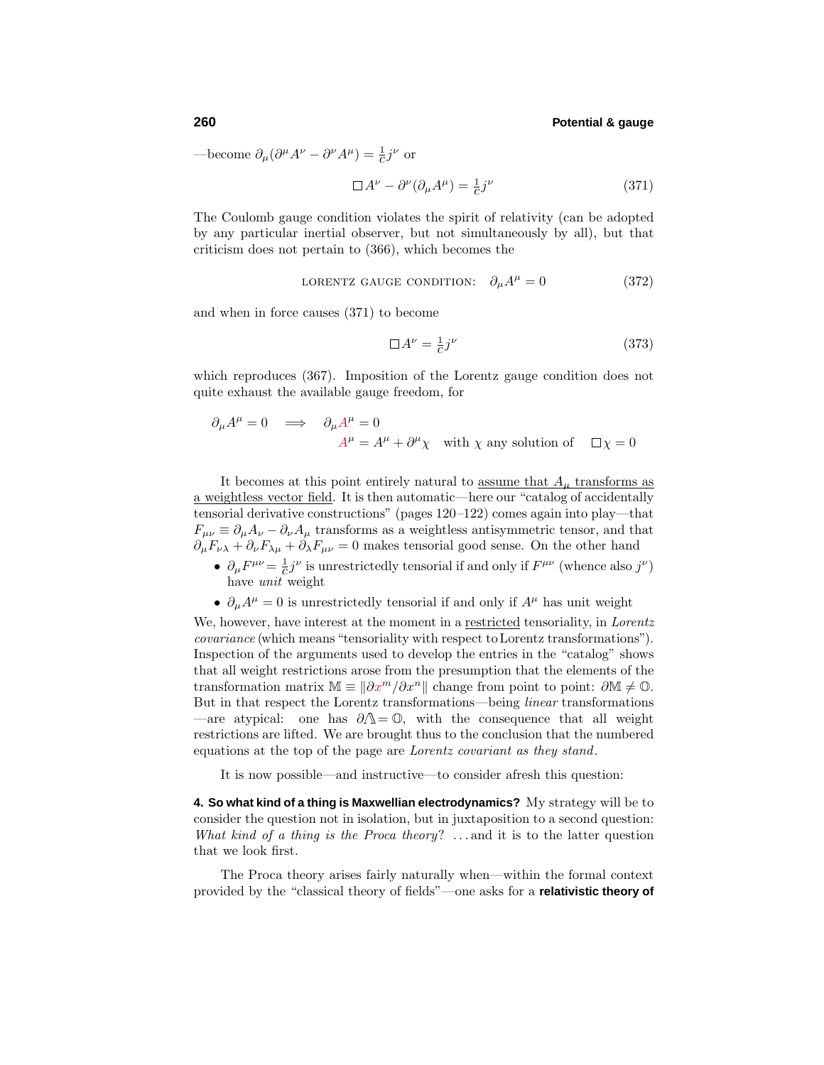—become $\partial_\mu(\partial^\mu A^\nu - \partial^\nu A^\mu) = \frac{1}{c}j^\nu$ or

$$\square A^\nu - \partial^\nu(\partial_\mu A^\mu) = \tfrac{1}{c}j^\nu \tag{371}$$

The Coulomb gauge condition violates the spirit of relativity (can be adopted by any particular inertial observer, but not simultaneously by all), but that criticism does not pertain to (366), which becomes the

$$\text{LORENTZ GAUGE CONDITION:}\quad \partial_\mu A^\mu = 0 \tag{372}$$

and when in force causes (371) to become

$$\square A^\nu = \tfrac{1}{c}j^\nu \tag{373}$$

which reproduces (367). Imposition of the Lorentz gauge condition does not quite exhaust the available gauge freedom, for

$$\begin{aligned}\partial_\mu A^\mu = 0 \quad \Longrightarrow \quad & \partial_\mu A^\mu = 0 \\ & A^\mu = A^\mu + \partial^\mu\chi \quad \text{with } \chi \text{ any solution of} \quad \square\chi = 0\end{aligned}$$

It becomes at this point entirely natural to assume that $A_\mu$ transforms as a weightless vector field. It is then automatic—here our "catalog of accidentally tensorial derivative constructions" (pages 120–122) comes again into play—that $F_{\mu\nu} \equiv \partial_\mu A_\nu - \partial_\nu A_\mu$ transforms as a weightless antisymmetric tensor, and that $\partial_\mu F_{\nu\lambda} + \partial_\nu F_{\lambda\mu} + \partial_\lambda F_{\mu\nu} = 0$ makes tensorial good sense. On the other hand

- $\partial_\mu F^{\mu\nu} = \frac{1}{c}j^\nu$ is unrestrictedly tensorial if and only if $F^{\mu\nu}$ (whence also $j^\nu$) have *unit* weight
- $\partial_\mu A^\mu = 0$ is unrestrictedly tensorial if and only if $A^\mu$ has unit weight

We, however, have interest at the moment in a restricted tensoriality, in *Lorentz covariance* (which means "tensoriality with respect to Lorentz transformations"). Inspection of the arguments used to develop the entries in the "catalog" shows that all weight restrictions arose from the presumption that the elements of the transformation matrix $\mathbb{M} \equiv \|\partial x^m/\partial x^n\|$ change from point to point: $\partial\mathbb{M} \neq \mathbb{O}$. But in that respect the Lorentz transformations—being *linear* transformations—are atypical: one has $\partial\Lambda = \mathbb{O}$, with the consequence that all weight restrictions are lifted. We are brought thus to the conclusion that the numbered equations at the top of the page are *Lorentz covariant as they stand*.

It is now possible—and instructive—to consider afresh this question:

**4. So what kind of a thing is Maxwellian electrodynamics?** My strategy will be to consider the question not in isolation, but in juxtaposition to a second question: *What kind of a thing is the Proca theory?* . . . and it is to the latter question that we look first.

The Proca theory arises fairly naturally when—within the formal context provided by the "classical theory of fields"—one asks for a **relativistic theory of**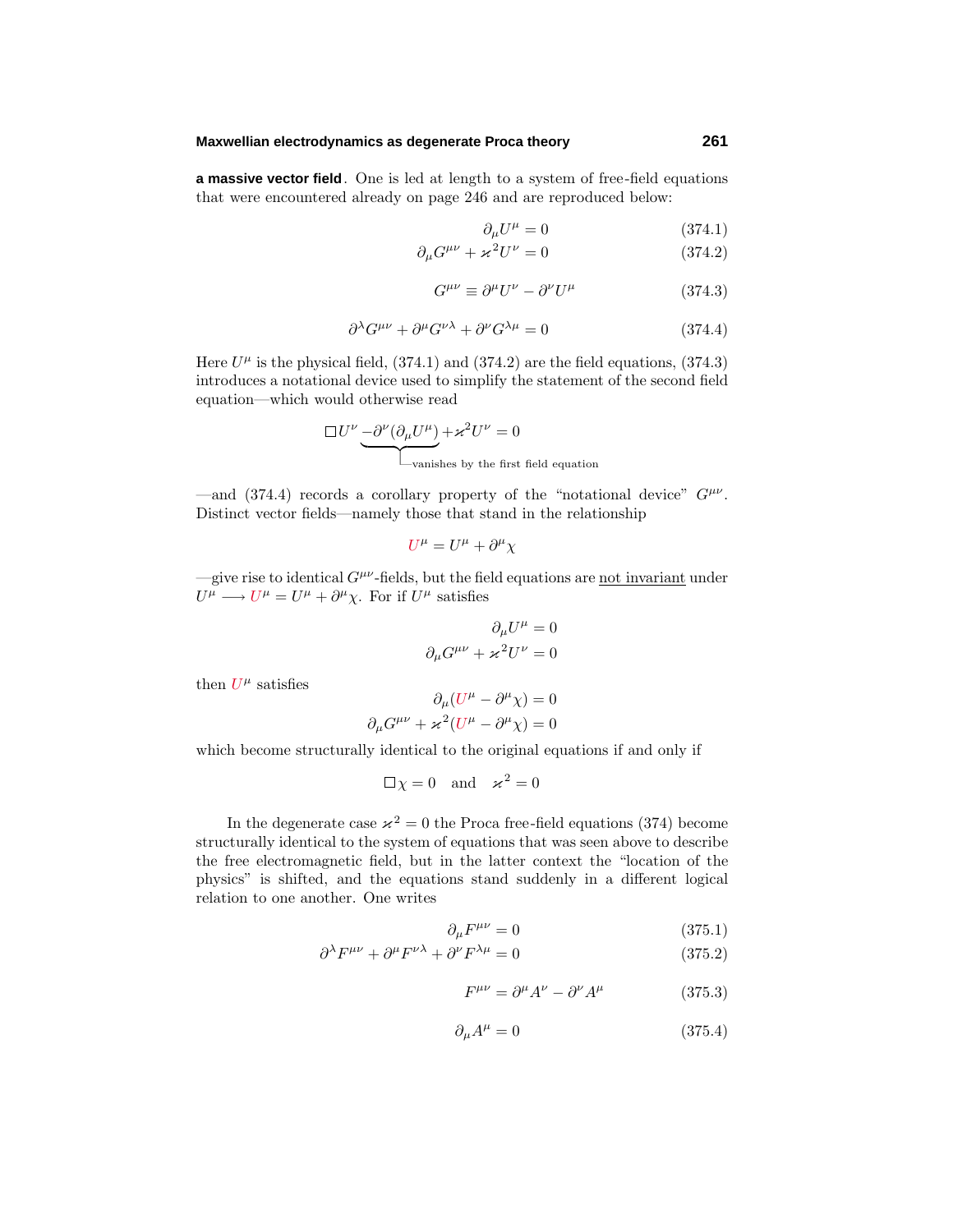**a massive vector field**. One is led at length to a system of free-field equations that were encountered already on page 246 and are reproduced below:

$$\partial_\mu U^\mu = 0 \tag{374.1}$$

$$\partial_\mu G^{\mu\nu} + \varkappa^2 U^\nu = 0 \tag{374.2}$$

$$G^{\mu\nu} \equiv \partial^\mu U^\nu - \partial^\nu U^\mu \tag{374.3}$$

$$\partial^\lambda G^{\mu\nu} + \partial^\mu G^{\nu\lambda} + \partial^\nu G^{\lambda\mu} = 0 \tag{374.4}$$

Here $U^\mu$ is the physical field, (374.1) and (374.2) are the field equations, (374.3) introduces a notational device used to simplify the statement of the second field equation—which would otherwise read

$$\square U^\nu \underbrace{-\partial^\nu(\partial_\mu U^\mu)}_{\text{vanishes by the first field equation}} + \varkappa^2 U^\nu = 0$$

—and (374.4) records a corollary property of the "notational device" $G^{\mu\nu}$. Distinct vector fields—namely those that stand in the relationship

$$\mathcal{U}^\mu = U^\mu + \partial^\mu \chi$$

—give rise to identical $G^{\mu\nu}$-fields, but the field equations are not invariant under $U^\mu \longrightarrow \mathcal{U}^\mu = U^\mu + \partial^\mu \chi$. For if $U^\mu$ satisfies

$$\partial_\mu U^\mu = 0$$
$$\partial_\mu G^{\mu\nu} + \varkappa^2 U^\nu = 0$$

then $\mathcal{U}^\mu$ satisfies

$$\partial_\mu(\mathcal{U}^\mu - \partial^\mu \chi) = 0$$
$$\partial_\mu G^{\mu\nu} + \varkappa^2(\mathcal{U}^\mu - \partial^\mu \chi) = 0$$

which become structurally identical to the original equations if and only if

$$\square \chi = 0 \quad \text{and} \quad \varkappa^2 = 0$$

In the degenerate case $\varkappa^2 = 0$ the Proca free-field equations (374) become structurally identical to the system of equations that was seen above to describe the free electromagnetic field, but in the latter context the "location of the physics" is shifted, and the equations stand suddenly in a different logical relation to one another. One writes

$$\partial_\mu F^{\mu\nu} = 0 \tag{375.1}$$

$$\partial^\lambda F^{\mu\nu} + \partial^\mu F^{\nu\lambda} + \partial^\nu F^{\lambda\mu} = 0 \tag{375.2}$$

$$F^{\mu\nu} = \partial^\mu A^\nu - \partial^\nu A^\mu \tag{375.3}$$

$$\partial_\mu A^\mu = 0 \tag{375.4}$$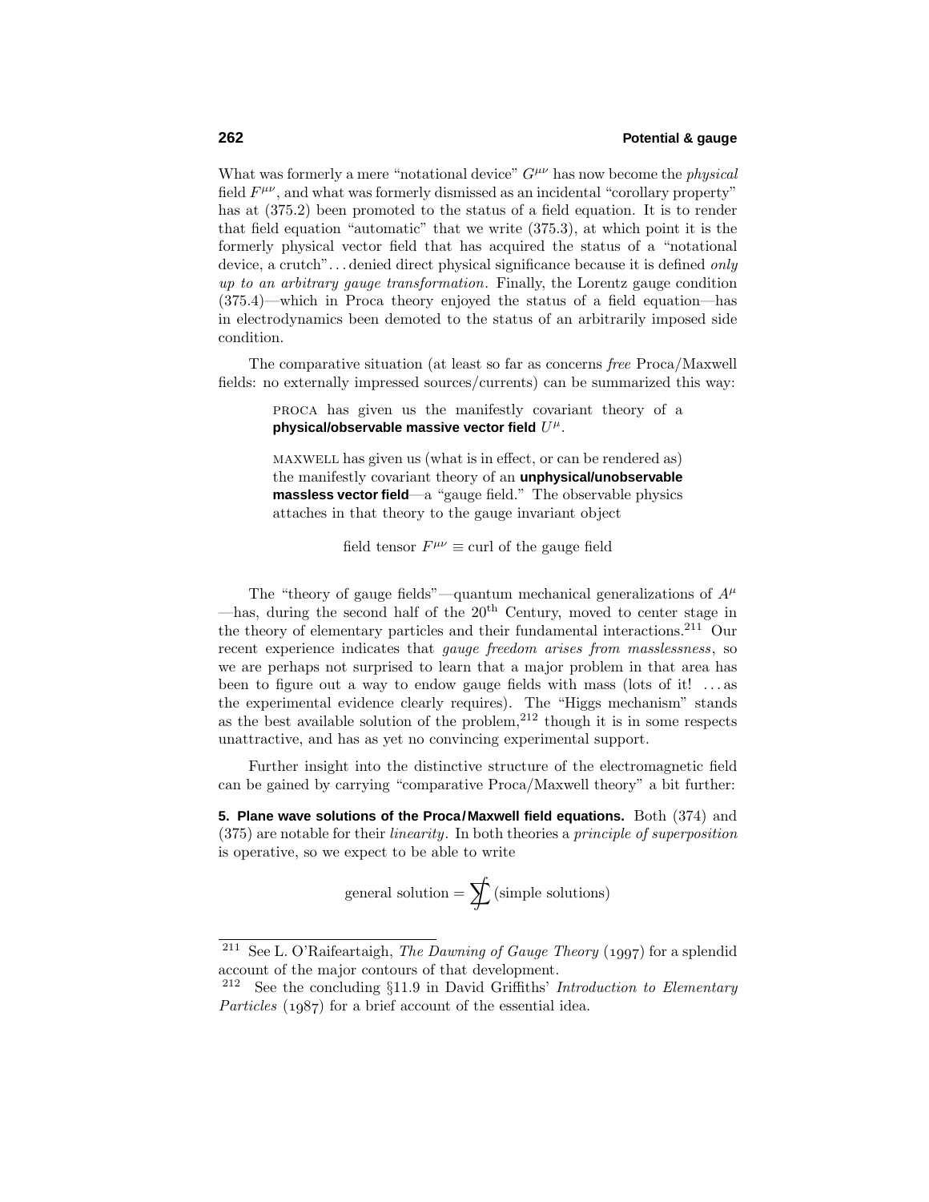What was formerly a mere "notational device" $G^{\mu\nu}$ has now become the *physical* field $F^{\mu\nu}$, and what was formerly dismissed as an incidental "corollary property" has at (375.2) been promoted to the status of a field equation. It is to render that field equation "automatic" that we write (375.3), at which point it is the formerly physical vector field that has acquired the status of a "notational device, a crutch"... denied direct physical significance because it is defined *only up to an arbitrary gauge transformation*. Finally, the Lorentz gauge condition (375.4)—which in Proca theory enjoyed the status of a field equation—has in electrodynamics been demoted to the status of an arbitrarily imposed side condition.

The comparative situation (at least so far as concerns *free* Proca/Maxwell fields: no externally impressed sources/currents) can be summarized this way:

> PROCA has given us the manifestly covariant theory of a **physical/observable massive vector field** $U^{\mu}$.
>
> MAXWELL has given us (what is in effect, or can be rendered as) the manifestly covariant theory of an **unphysical/unobservable massless vector field**—a "gauge field." The observable physics attaches in that theory to the gauge invariant object
>
> $$\text{field tensor } F^{\mu\nu} \equiv \text{curl of the gauge field}$$

The "theory of gauge fields"—quantum mechanical generalizations of $A^{\mu}$—has, during the second half of the $20^{\text{th}}$ Century, moved to center stage in the theory of elementary particles and their fundamental interactions.[211] Our recent experience indicates that *gauge freedom arises from masslessness*, so we are perhaps not surprised to learn that a major problem in that area has been to figure out a way to endow gauge fields with mass (lots of it! ...as the experimental evidence clearly requires). The "Higgs mechanism" stands as the best available solution of the problem,[212] though it is in some respects unattractive, and has as yet no convincing experimental support.

Further insight into the distinctive structure of the electromagnetic field can be gained by carrying "comparative Proca/Maxwell theory" a bit further:

**5. Plane wave solutions of the Proca/Maxwell field equations.** Both (374) and (375) are notable for their *linearity*. In both theories a *principle of superposition* is operative, so we expect to be able to write

$$\text{general solution} = \sum\!\!\!\!\!\!\int \text{(simple solutions)}$$

---

[211] See L. O'Raifeartaigh, *The Dawning of Gauge Theory* (1997) for a splendid account of the major contours of that development.

[212] See the concluding §11.9 in David Griffiths' *Introduction to Elementary Particles* (1987) for a brief account of the essential idea.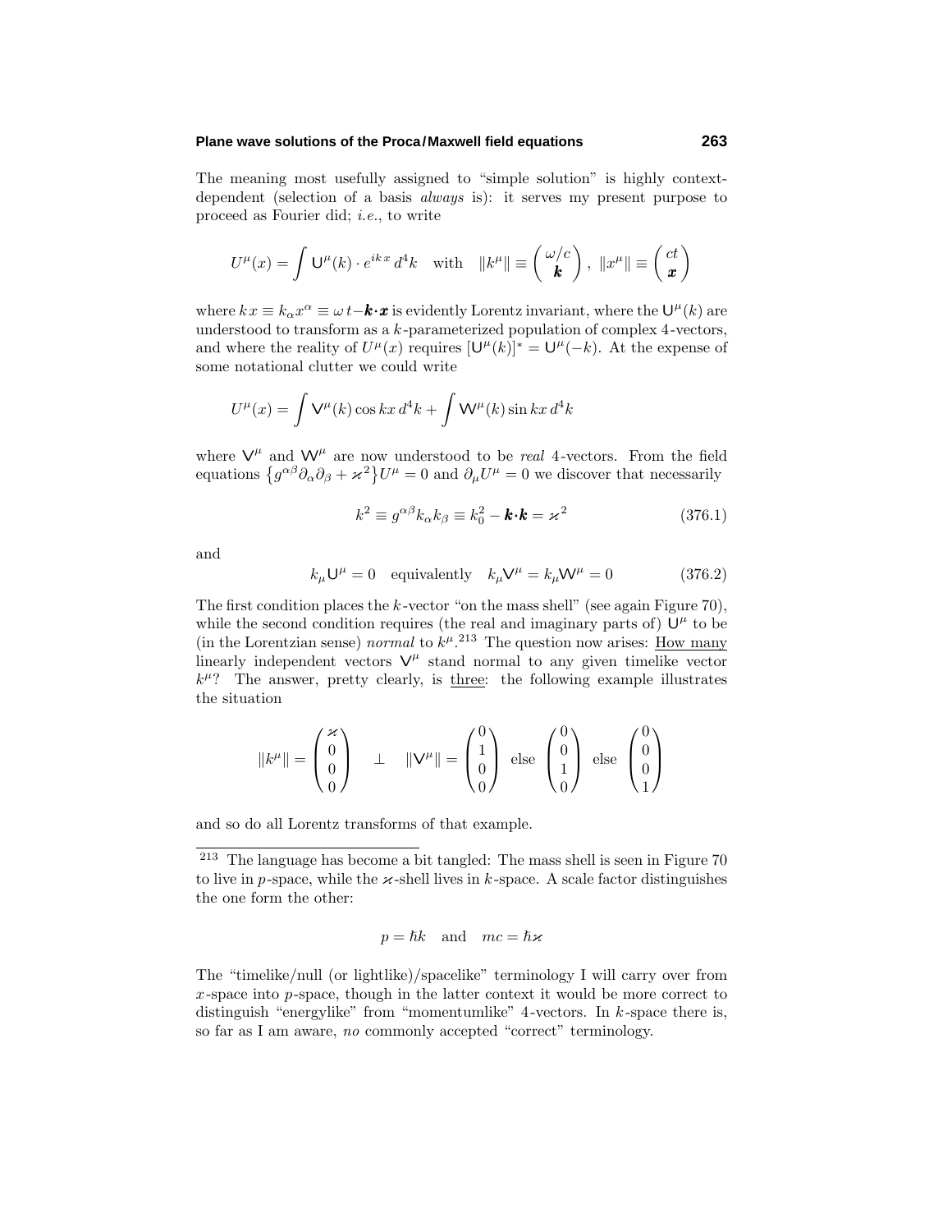The meaning most usefully assigned to "simple solution" is highly context-dependent (selection of a basis *always* is): it serves my present purpose to proceed as Fourier did; *i.e.*, to write

$$U^\mu(x) = \int \mathsf{U}^\mu(k)\cdot e^{ik\,x}\,d^4k \quad \text{with} \quad \|k^\mu\| \equiv \begin{pmatrix} \omega/c \\ \boldsymbol{k} \end{pmatrix},\ \|x^\mu\| \equiv \begin{pmatrix} ct \\ \boldsymbol{x} \end{pmatrix}$$

where $k\,x \equiv k_\alpha x^\alpha \equiv \omega\,t - \boldsymbol{k}\cdot\boldsymbol{x}$ is evidently Lorentz invariant, where the $\mathsf{U}^\mu(k)$ are understood to transform as a $k$-parameterized population of complex 4-vectors, and where the reality of $U^\mu(x)$ requires $[\mathsf{U}^\mu(k)]^* = \mathsf{U}^\mu(-k)$. At the expense of some notational clutter we could write

$$U^\mu(x) = \int \mathsf{V}^\mu(k)\cos kx\,d^4k + \int \mathsf{W}^\mu(k)\sin kx\,d^4k$$

where $\mathsf{V}^\mu$ and $\mathsf{W}^\mu$ are now understood to be *real* 4-vectors. From the field equations $\{g^{\alpha\beta}\partial_\alpha\partial_\beta + \varkappa^2\}U^\mu = 0$ and $\partial_\mu U^\mu = 0$ we discover that necessarily

$$k^2 \equiv g^{\alpha\beta}k_\alpha k_\beta \equiv k_0^2 - \boldsymbol{k}\cdot\boldsymbol{k} = \varkappa^2 \tag{376.1}$$

and

$$k_\mu \mathsf{U}^\mu = 0 \quad \text{equivalently} \quad k_\mu \mathsf{V}^\mu = k_\mu \mathsf{W}^\mu = 0 \tag{376.2}$$

The first condition places the $k$-vector "on the mass shell" (see again Figure 70), while the second condition requires (the real and imaginary parts of) $\mathsf{U}^\mu$ to be (in the Lorentzian sense) *normal* to $k^\mu$.[213] The question now arises: <u>How many</u> linearly independent vectors $\mathsf{V}^\mu$ stand normal to any given timelike vector $k^\mu$? The answer, pretty clearly, is <u>three</u>: the following example illustrates the situation

$$\|k^\mu\| = \begin{pmatrix} \varkappa \\ 0 \\ 0 \\ 0 \end{pmatrix} \quad \perp \quad \|\mathsf{V}^\mu\| = \begin{pmatrix} 0 \\ 1 \\ 0 \\ 0 \end{pmatrix} \ \text{else} \ \begin{pmatrix} 0 \\ 0 \\ 1 \\ 0 \end{pmatrix} \ \text{else} \ \begin{pmatrix} 0 \\ 0 \\ 0 \\ 1 \end{pmatrix}$$

and so do all Lorentz transforms of that example.

---

[213] The language has become a bit tangled: The mass shell is seen in Figure 70 to live in $p$-space, while the $\varkappa$-shell lives in $k$-space. A scale factor distinguishes the one form the other:

$$p = \hbar k \quad \text{and} \quad mc = \hbar\varkappa$$

The "timelike/null (or lightlike)/spacelike" terminology I will carry over from $x$-space into $p$-space, though in the latter context it would be more correct to distinguish "energylike" from "momentumlike" 4-vectors. In $k$-space there is, so far as I am aware, *no* commonly accepted "correct" terminology.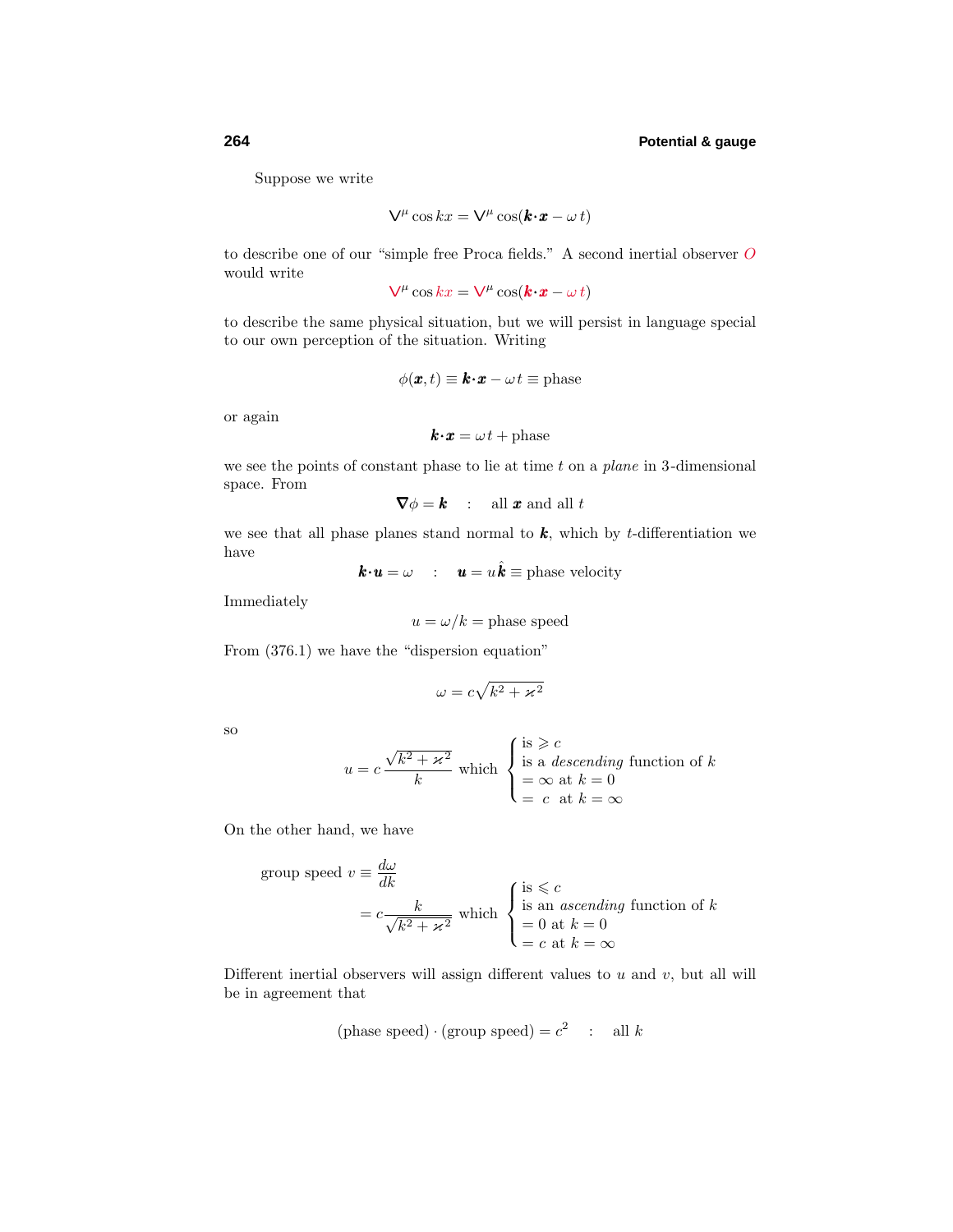Suppose we write

$$\mathsf{V}^\mu \cos kx = \mathsf{V}^\mu \cos(\boldsymbol{k}\cdot\boldsymbol{x} - \omega\, t)$$

to describe one of our "simple free Proca fields." A second inertial observer $O$ would write

$$\mathsf{V}^\mu \cos kx = \mathsf{V}^\mu \cos(\boldsymbol{k}\cdot\boldsymbol{x} - \omega\, t)$$

to describe the same physical situation, but we will persist in language special to our own perception of the situation. Writing

$$\phi(\boldsymbol{x}, t) \equiv \boldsymbol{k}\cdot\boldsymbol{x} - \omega\, t \equiv \text{phase}$$

or again

$$\boldsymbol{k}\cdot\boldsymbol{x} = \omega\, t + \text{phase}$$

we see the points of constant phase to lie at time $t$ on a *plane* in 3-dimensional space. From

$$\boldsymbol{\nabla}\phi = \boldsymbol{k} \quad : \quad \text{all } \boldsymbol{x} \text{ and all } t$$

we see that all phase planes stand normal to $\boldsymbol{k}$, which by $t$-differentiation we have

$$\boldsymbol{k}\cdot\boldsymbol{u} = \omega \quad : \quad \boldsymbol{u} = u\hat{\boldsymbol{k}} \equiv \text{phase velocity}$$

Immediately

$$u = \omega/k = \text{phase speed}$$

From (376.1) we have the "dispersion equation"

$$\omega = c\sqrt{k^2 + \varkappa^2}$$

so

$$u = c\,\frac{\sqrt{k^2+\varkappa^2}}{k} \text{ which } \begin{cases} \text{is} \geqslant c \\ \text{is a } \textit{descending} \text{ function of } k \\ = \infty \text{ at } k = 0 \\ = \ c \ \text{ at } k = \infty \end{cases}$$

On the other hand, we have

$$\begin{aligned} \text{group speed } v &\equiv \frac{d\omega}{dk} \\ &= c\frac{k}{\sqrt{k^2+\varkappa^2}} \text{ which } \begin{cases} \text{is} \leqslant c \\ \text{is an } \textit{ascending} \text{ function of } k \\ = 0 \text{ at } k = 0 \\ = c \text{ at } k = \infty \end{cases} \end{aligned}$$

Different inertial observers will assign different values to $u$ and $v$, but all will be in agreement that

$$(\text{phase speed}) \cdot (\text{group speed}) = c^2 \quad : \quad \text{all } k$$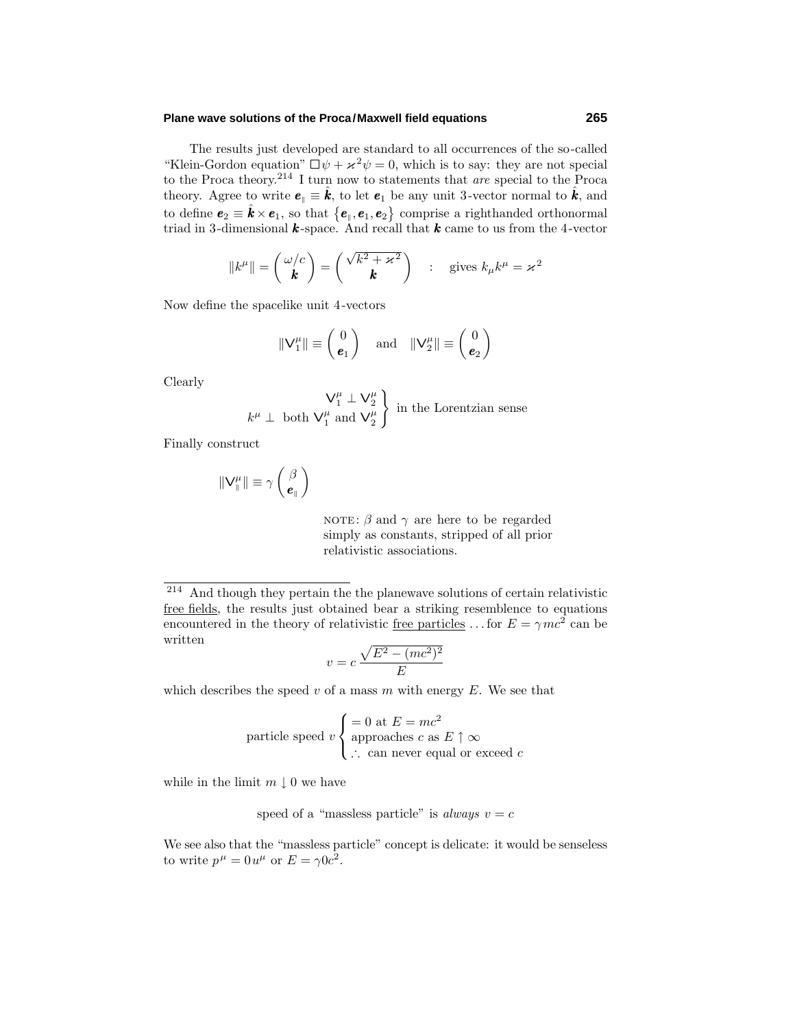The results just developed are standard to all occurrences of the so-called "Klein-Gordon equation" $\Box\psi + \varkappa^2\psi = 0$, which is to say: they are not special to the Proca theory.[214] I turn now to statements that *are* special to the Proca theory. Agree to write $\boldsymbol{e}_\parallel \equiv \hat{\boldsymbol{k}}$, to let $\boldsymbol{e}_1$ be any unit 3-vector normal to $\hat{\boldsymbol{k}}$, and to define $\boldsymbol{e}_2 \equiv \hat{\boldsymbol{k}} \times \boldsymbol{e}_1$, so that $\{\boldsymbol{e}_\parallel, \boldsymbol{e}_1, \boldsymbol{e}_2\}$ comprise a righthanded orthonormal triad in 3-dimensional $\boldsymbol{k}$-space. And recall that $\boldsymbol{k}$ came to us from the 4-vector

$$\|k^\mu\| = \begin{pmatrix} \omega/c \\ \boldsymbol{k} \end{pmatrix} = \begin{pmatrix} \sqrt{k^2 + \varkappa^2} \\ \boldsymbol{k} \end{pmatrix} \quad : \quad \text{gives } k_\mu k^\mu = \varkappa^2$$

Now define the spacelike unit 4-vectors

$$\|\mathsf{V}_1^\mu\| \equiv \begin{pmatrix} 0 \\ \boldsymbol{e}_1 \end{pmatrix} \quad \text{and} \quad \|\mathsf{V}_2^\mu\| \equiv \begin{pmatrix} 0 \\ \boldsymbol{e}_2 \end{pmatrix}$$

Clearly

$$\left.\begin{array}{r} \mathsf{V}_1^\mu \perp \mathsf{V}_2^\mu \\ k^\mu \perp \text{ both } \mathsf{V}_1^\mu \text{ and } \mathsf{V}_2^\mu \end{array}\right\} \text{ in the Lorentzian sense}$$

Finally construct

$$\|\mathsf{V}_\parallel^\mu\| \equiv \gamma \begin{pmatrix} \beta \\ \boldsymbol{e}_\parallel \end{pmatrix}$$

NOTE: $\beta$ and $\gamma$ are here to be regarded simply as constants, stripped of all prior relativistic associations.

---

[214] And though they pertain the the planewave solutions of certain relativistic free fields, the results just obtained bear a striking resemblence to equations encountered in the theory of relativistic free particles ... for $E = \gamma mc^2$ can be written

$$v = c\,\frac{\sqrt{E^2 - (mc^2)^2}}{E}$$

which describes the speed $v$ of a mass $m$ with energy $E$. We see that

$$\text{particle speed } v \begin{cases} = 0 \text{ at } E = mc^2 \\ \text{approaches } c \text{ as } E \uparrow \infty \\ \therefore \text{ can never equal or exceed } c \end{cases}$$

while in the limit $m \downarrow 0$ we have

speed of a "massless particle" is *always* $v = c$

We see also that the "massless particle" concept is delicate: it would be senseless to write $p^\mu = 0\,u^\mu$ or $E = \gamma 0 c^2$.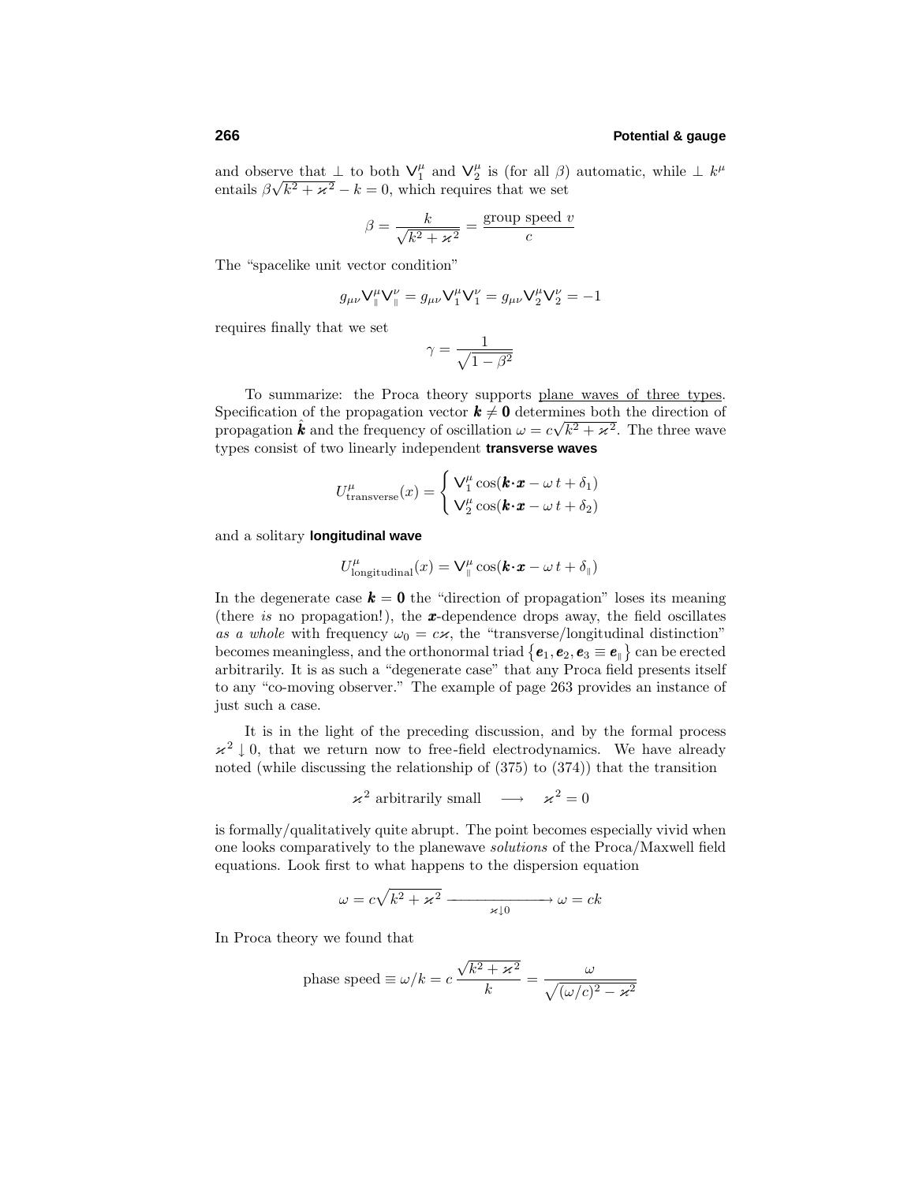and observe that $\perp$ to both $\mathsf{V}_1^\mu$ and $\mathsf{V}_2^\mu$ is (for all $\beta$) automatic, while $\perp$ $k^\mu$ entails $\beta\sqrt{k^2+\varkappa^2}-k=0$, which requires that we set

$$\beta = \frac{k}{\sqrt{k^2+\varkappa^2}} = \frac{\text{group speed } v}{c}$$

The "spacelike unit vector condition"

$$g_{\mu\nu}\mathsf{V}_{\parallel}^\mu \mathsf{V}_{\parallel}^\nu = g_{\mu\nu}\mathsf{V}_1^\mu \mathsf{V}_1^\nu = g_{\mu\nu}\mathsf{V}_2^\mu \mathsf{V}_2^\nu = -1$$

requires finally that we set

$$\gamma = \frac{1}{\sqrt{1-\beta^2}}$$

To summarize: the Proca theory supports plane waves of three types. Specification of the propagation vector $\boldsymbol{k}\neq\boldsymbol{0}$ determines both the direction of propagation $\hat{\boldsymbol{k}}$ and the frequency of oscillation $\omega = c\sqrt{k^2+\varkappa^2}$. The three wave types consist of two linearly independent **transverse waves**

$$U^\mu_{\text{transverse}}(x) = \begin{cases} \mathsf{V}_1^\mu \cos(\boldsymbol{k}\cdot\boldsymbol{x} - \omega\, t + \delta_1) \\ \mathsf{V}_2^\mu \cos(\boldsymbol{k}\cdot\boldsymbol{x} - \omega\, t + \delta_2) \end{cases}$$

and a solitary **longitudinal wave**

$$U^\mu_{\text{longitudinal}}(x) = \mathsf{V}_{\parallel}^\mu \cos(\boldsymbol{k}\cdot\boldsymbol{x} - \omega\, t + \delta_{\parallel})$$

In the degenerate case $\boldsymbol{k}=\boldsymbol{0}$ the "direction of propagation" loses its meaning (there *is* no propagation!), the $\boldsymbol{x}$-dependence drops away, the field oscillates *as a whole* with frequency $\omega_0 = c\varkappa$, the "transverse/longitudinal distinction" becomes meaningless, and the orthonormal triad $\{\boldsymbol{e}_1, \boldsymbol{e}_2, \boldsymbol{e}_3 \equiv \boldsymbol{e}_{\parallel}\}$ can be erected arbitrarily. It is as such a "degenerate case" that any Proca field presents itself to any "co-moving observer." The example of page 263 provides an instance of just such a case.

It is in the light of the preceding discussion, and by the formal process $\varkappa^2 \downarrow 0$, that we return now to free-field electrodynamics. We have already noted (while discussing the relationship of (375) to (374)) that the transition

$$\varkappa^2 \text{ arbitrarily small} \quad\longrightarrow\quad \varkappa^2 = 0$$

is formally/qualitatively quite abrupt. The point becomes especially vivid when one looks comparatively to the planewave *solutions* of the Proca/Maxwell field equations. Look first to what happens to the dispersion equation

$$\omega = c\sqrt{k^2+\varkappa^2} \xrightarrow[\varkappa\downarrow 0]{\hspace{3em}} \omega = ck$$

In Proca theory we found that

$$\text{phase speed} \equiv \omega/k = c\,\frac{\sqrt{k^2+\varkappa^2}}{k} = \frac{\omega}{\sqrt{(\omega/c)^2-\varkappa^2}}$$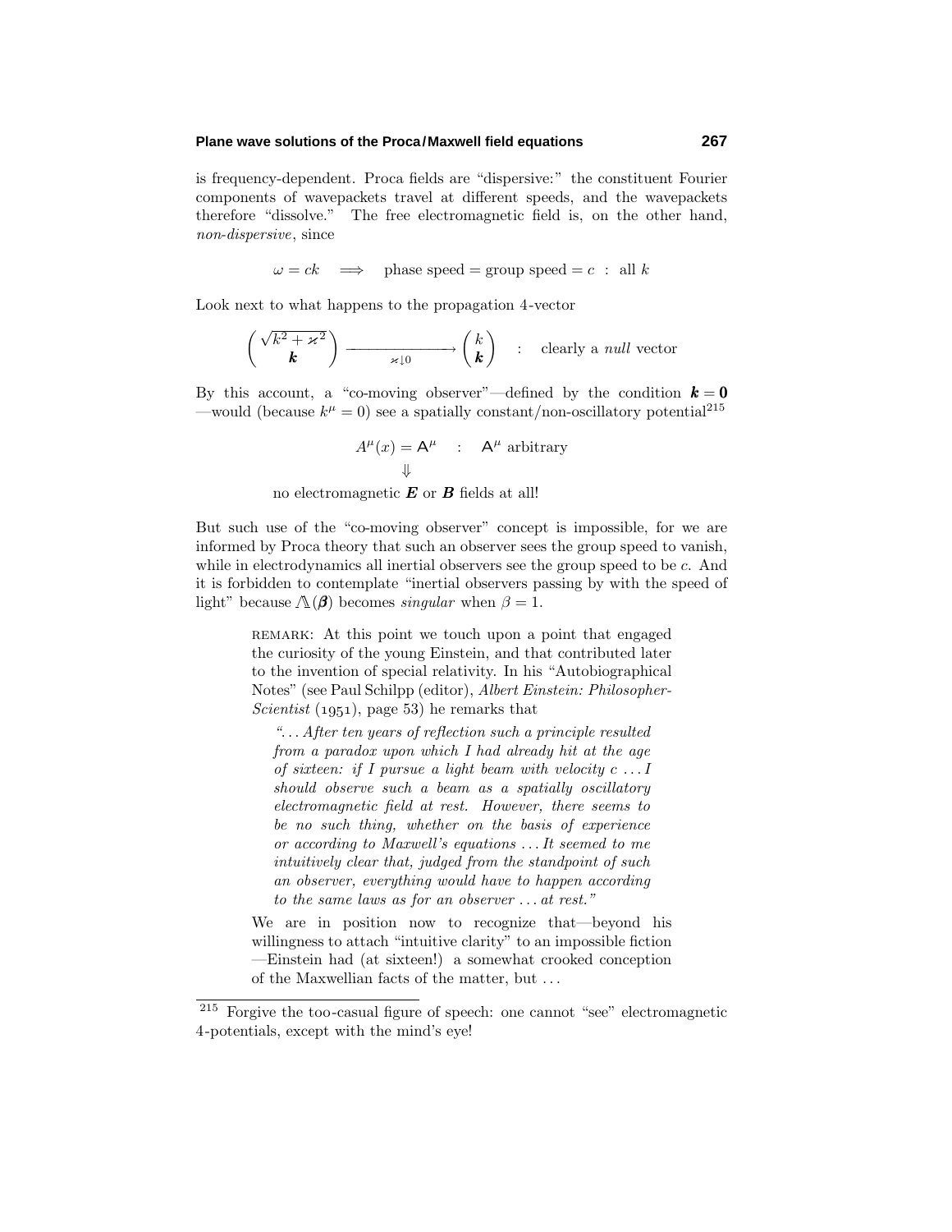is frequency-dependent. Proca fields are "dispersive:" the constituent Fourier components of wavepackets travel at different speeds, and the wavepackets therefore "dissolve." The free electromagnetic field is, on the other hand, *non-dispersive*, since

$$\omega = ck \quad \Longrightarrow \quad \text{phase speed} = \text{group speed} = c \;\; : \;\; \text{all } k$$

Look next to what happens to the propagation 4-vector

$$\begin{pmatrix} \sqrt{k^2 + \varkappa^2} \\ \boldsymbol{k} \end{pmatrix} \xrightarrow[\varkappa \downarrow 0]{} \begin{pmatrix} k \\ \boldsymbol{k} \end{pmatrix} \quad : \quad \text{clearly a } \textit{null} \text{ vector}$$

By this account, a "co-moving observer"—defined by the condition $\boldsymbol{k} = \boldsymbol{0}$ —would (because $k^\mu = 0$) see a spatially constant/non-oscillatory potential[215]

$$A^\mu(x) = \mathsf{A}^\mu \quad : \quad \mathsf{A}^\mu \text{ arbitrary}$$
$$\Downarrow$$
$$\text{no electromagnetic } \boldsymbol{E} \text{ or } \boldsymbol{B} \text{ fields at all!}$$

But such use of the "co-moving observer" concept is impossible, for we are informed by Proca theory that such an observer sees the group speed to vanish, while in electrodynamics all inertial observers see the group speed to be $c$. And it is forbidden to contemplate "inertial observers passing by with the speed of light" because $/\!\!\!\Lambda(\boldsymbol{\beta})$ becomes *singular* when $\beta = 1$.

> REMARK: At this point we touch upon a point that engaged the curiosity of the young Einstein, and that contributed later to the invention of special relativity. In his "Autobiographical Notes" (see Paul Schilpp (editor), *Albert Einstein: Philosopher-Scientist* (1951), page 53) he remarks that
>
> "*. . . After ten years of reflection such a principle resulted from a paradox upon which I had already hit at the age of sixteen: if I pursue a light beam with velocity c . . . I should observe such a beam as a spatially oscillatory electromagnetic field at rest. However, there seems to be no such thing, whether on the basis of experience or according to Maxwell's equations . . . It seemed to me intuitively clear that, judged from the standpoint of such an observer, everything would have to happen according to the same laws as for an observer . . . at rest.*"
>
> We are in position now to recognize that—beyond his willingness to attach "intuitive clarity" to an impossible fiction —Einstein had (at sixteen!) a somewhat crooked conception of the Maxwellian facts of the matter, but . . .

[215] Forgive the too-casual figure of speech: one cannot "see" electromagnetic 4-potentials, except with the mind's eye!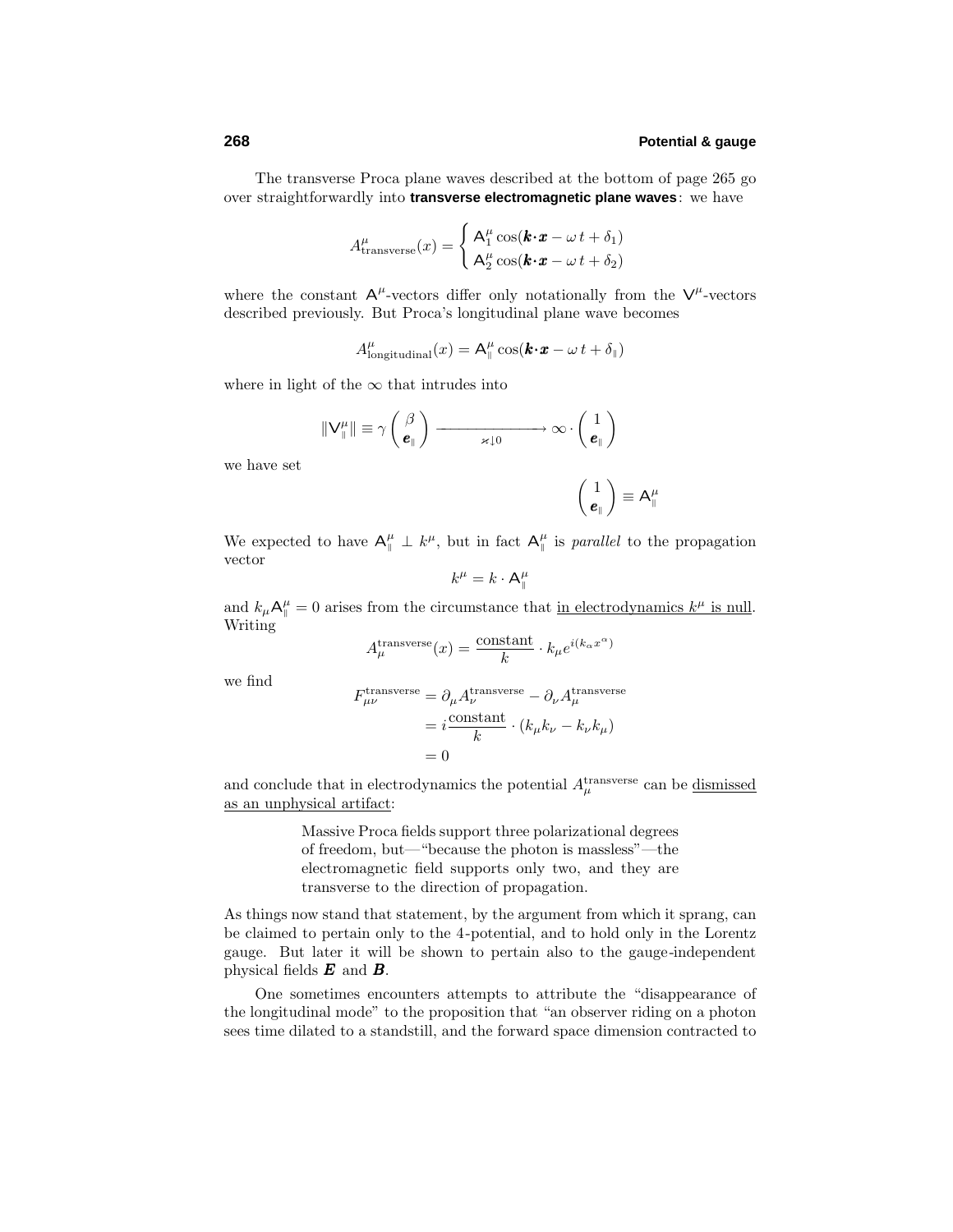The transverse Proca plane waves described at the bottom of page 265 go over straightforwardly into **transverse electromagnetic plane waves**: we have

$$A^\mu_{\text{transverse}}(x) = \begin{cases} \mathsf{A}^\mu_1 \cos(\boldsymbol{k}\cdot\boldsymbol{x} - \omega\, t + \delta_1) \\ \mathsf{A}^\mu_2 \cos(\boldsymbol{k}\cdot\boldsymbol{x} - \omega\, t + \delta_2) \end{cases}$$

where the constant $\mathsf{A}^\mu$-vectors differ only notationally from the $\mathsf{V}^\mu$-vectors described previously. But Proca's longitudinal plane wave becomes

$$A^\mu_{\text{longitudinal}}(x) = \mathsf{A}^\mu_{\scriptscriptstyle\parallel} \cos(\boldsymbol{k}\cdot\boldsymbol{x} - \omega\, t + \delta_{\scriptscriptstyle\parallel})$$

where in light of the $\infty$ that intrudes into

$$\|\mathsf{V}^\mu_{\scriptscriptstyle\parallel}\| \equiv \gamma \begin{pmatrix} \beta \\ \boldsymbol{e}_{\scriptscriptstyle\parallel} \end{pmatrix} \xrightarrow[\varkappa\downarrow 0]{\hspace{2cm}} \infty \cdot \begin{pmatrix} 1 \\ \boldsymbol{e}_{\scriptscriptstyle\parallel} \end{pmatrix}$$

we have set

$$\begin{pmatrix} 1 \\ \boldsymbol{e}_{\scriptscriptstyle\parallel} \end{pmatrix} \equiv \mathsf{A}^\mu_{\scriptscriptstyle\parallel}$$

We expected to have $\mathsf{A}^\mu_{\scriptscriptstyle\parallel} \perp k^\mu$, but in fact $\mathsf{A}^\mu_{\scriptscriptstyle\parallel}$ is *parallel* to the propagation vector

$$k^\mu = k \cdot \mathsf{A}^\mu_{\scriptscriptstyle\parallel}$$

and $k_\mu \mathsf{A}^\mu_{\scriptscriptstyle\parallel} = 0$ arises from the circumstance that <u>in electrodynamics $k^\mu$ is null</u>. Writing

$$A^{\text{transverse}}_\mu(x) = \frac{\text{constant}}{k} \cdot k_\mu e^{i(k_\alpha x^\alpha)}$$

we find

$$\begin{aligned} F^{\text{transverse}}_{\mu\nu} &= \partial_\mu A^{\text{transverse}}_\nu - \partial_\nu A^{\text{transverse}}_\mu \\ &= i\frac{\text{constant}}{k} \cdot (k_\mu k_\nu - k_\nu k_\mu) \\ &= 0 \end{aligned}$$

and conclude that in electrodynamics the potential $A^{\text{transverse}}_\mu$ can be <u>dismissed as an unphysical artifact</u>:

> Massive Proca fields support three polarizational degrees of freedom, but—"because the photon is massless"—the electromagnetic field supports only two, and they are transverse to the direction of propagation.

As things now stand that statement, by the argument from which it sprang, can be claimed to pertain only to the 4-potential, and to hold only in the Lorentz gauge. But later it will be shown to pertain also to the gauge-independent physical fields $\boldsymbol{E}$ and $\boldsymbol{B}$.

One sometimes encounters attempts to attribute the "disappearance of the longitudinal mode" to the proposition that "an observer riding on a photon sees time dilated to a standstill, and the forward space dimension contracted to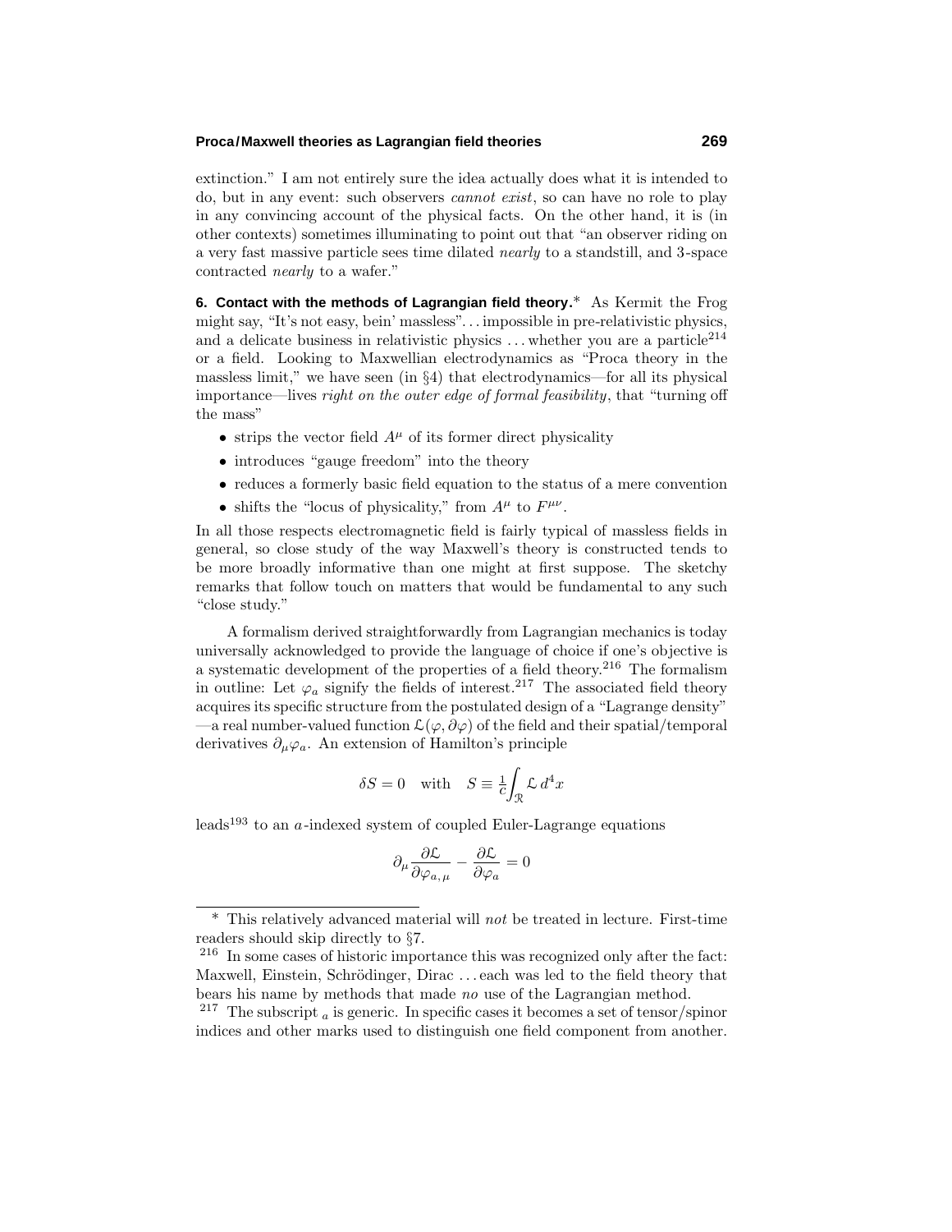extinction." I am not entirely sure the idea actually does what it is intended to do, but in any event: such observers *cannot exist*, so can have no role to play in any convincing account of the physical facts. On the other hand, it is (in other contexts) sometimes illuminating to point out that "an observer riding on a very fast massive particle sees time dilated *nearly* to a standstill, and 3-space contracted *nearly* to a wafer."

**6. Contact with the methods of Lagrangian field theory.*** As Kermit the Frog might say, "It's not easy, bein' massless"... impossible in pre-relativistic physics, and a delicate business in relativistic physics ... whether you are a particle[214] or a field. Looking to Maxwellian electrodynamics as "Proca theory in the massless limit," we have seen (in §4) that electrodynamics—for all its physical importance—lives *right on the outer edge of formal feasibility*, that "turning off the mass"

- strips the vector field $A^\mu$ of its former direct physicality
- introduces "gauge freedom" into the theory
- reduces a formerly basic field equation to the status of a mere convention
- shifts the "locus of physicality," from $A^\mu$ to $F^{\mu\nu}$.

In all those respects electromagnetic field is fairly typical of massless fields in general, so close study of the way Maxwell's theory is constructed tends to be more broadly informative than one might at first suppose. The sketchy remarks that follow touch on matters that would be fundamental to any such "close study."

A formalism derived straightforwardly from Lagrangian mechanics is today universally acknowledged to provide the language of choice if one's objective is a systematic development of the properties of a field theory.[216] The formalism in outline: Let $\varphi_a$ signify the fields of interest.[217] The associated field theory acquires its specific structure from the postulated design of a "Lagrange density" —a real number-valued function $\mathcal{L}(\varphi, \partial\varphi)$ of the field and their spatial/temporal derivatives $\partial_\mu \varphi_a$. An extension of Hamilton's principle

$$\delta S = 0 \quad \text{with} \quad S \equiv \tfrac{1}{c}\int_{\mathcal{R}} \mathcal{L}\, d^4x$$

leads[193] to an $a$-indexed system of coupled Euler-Lagrange equations

$$\partial_\mu \frac{\partial \mathcal{L}}{\partial \varphi_{a,\,\mu}} - \frac{\partial \mathcal{L}}{\partial \varphi_a} = 0$$

---

\* This relatively advanced material will *not* be treated in lecture. First-time readers should skip directly to §7.

[216] In some cases of historic importance this was recognized only after the fact: Maxwell, Einstein, Schrödinger, Dirac ... each was led to the field theory that bears his name by methods that made *no* use of the Lagrangian method.

[217] The subscript $_a$ is generic. In specific cases it becomes a set of tensor/spinor indices and other marks used to distinguish one field component from another.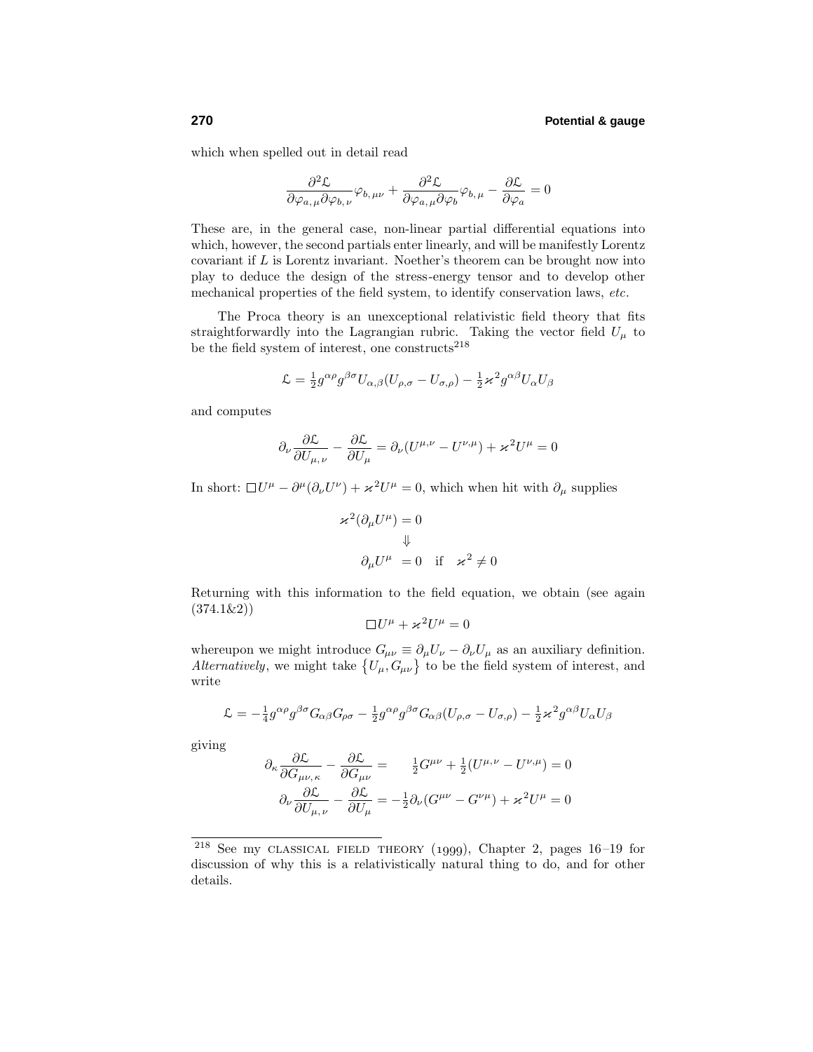which when spelled out in detail read

$$\frac{\partial^2 \mathcal{L}}{\partial \varphi_{a,\,\mu} \partial \varphi_{b,\,\nu}} \varphi_{b,\,\mu\nu} + \frac{\partial^2 \mathcal{L}}{\partial \varphi_{a,\,\mu} \partial \varphi_b} \varphi_{b,\,\mu} - \frac{\partial \mathcal{L}}{\partial \varphi_a} = 0$$

These are, in the general case, non-linear partial differential equations into which, however, the second partials enter linearly, and will be manifestly Lorentz covariant if $L$ is Lorentz invariant. Noether's theorem can be brought now into play to deduce the design of the stress-energy tensor and to develop other mechanical properties of the field system, to identify conservation laws, *etc.*

The Proca theory is an unexceptional relativistic field theory that fits straightforwardly into the Lagrangian rubric. Taking the vector field $U_\mu$ to be the field system of interest, one constructs[218]

$$\mathcal{L} = \tfrac{1}{2} g^{\alpha\rho} g^{\beta\sigma} U_{\alpha,\beta}(U_{\rho,\sigma} - U_{\sigma,\rho}) - \tfrac{1}{2}\varkappa^2 g^{\alpha\beta} U_\alpha U_\beta$$

and computes

$$\partial_\nu \frac{\partial \mathcal{L}}{\partial U_{\mu,\,\nu}} - \frac{\partial \mathcal{L}}{\partial U_\mu} = \partial_\nu (U^{\mu,\nu} - U^{\nu,\mu}) + \varkappa^2 U^\mu = 0$$

In short: $\Box U^\mu - \partial^\mu(\partial_\nu U^\nu) + \varkappa^2 U^\mu = 0$, which when hit with $\partial_\mu$ supplies

$$\begin{aligned} \varkappa^2(\partial_\mu U^\mu) &= 0 \\ &\Downarrow \\ \partial_\mu U^\mu &= 0 \quad \text{if} \quad \varkappa^2 \neq 0 \end{aligned}$$

Returning with this information to the field equation, we obtain (see again (374.1&2))

$$\Box U^\mu + \varkappa^2 U^\mu = 0$$

whereupon we might introduce $G_{\mu\nu} \equiv \partial_\mu U_\nu - \partial_\nu U_\mu$ as an auxiliary definition. *Alternatively*, we might take $\{U_\mu, G_{\mu\nu}\}$ to be the field system of interest, and write

$$\mathcal{L} = -\tfrac{1}{4} g^{\alpha\rho} g^{\beta\sigma} G_{\alpha\beta} G_{\rho\sigma} - \tfrac{1}{2} g^{\alpha\rho} g^{\beta\sigma} G_{\alpha\beta}(U_{\rho,\sigma} - U_{\sigma,\rho}) - \tfrac{1}{2}\varkappa^2 g^{\alpha\beta} U_\alpha U_\beta$$

giving

$$\begin{aligned} \partial_\kappa \frac{\partial \mathcal{L}}{\partial G_{\mu\nu,\,\kappa}} - \frac{\partial \mathcal{L}}{\partial G_{\mu\nu}} &= \quad \tfrac{1}{2} G^{\mu\nu} + \tfrac{1}{2}(U^{\mu,\nu} - U^{\nu,\mu}) = 0 \\ \partial_\nu \frac{\partial \mathcal{L}}{\partial U_{\mu,\,\nu}} - \frac{\partial \mathcal{L}}{\partial U_\mu} &= -\tfrac{1}{2}\partial_\nu (G^{\mu\nu} - G^{\nu\mu}) + \varkappa^2 U^\mu = 0 \end{aligned}$$

[218] See my CLASSICAL FIELD THEORY (1999), Chapter 2, pages 16–19 for discussion of why this is a relativistically natural thing to do, and for other details.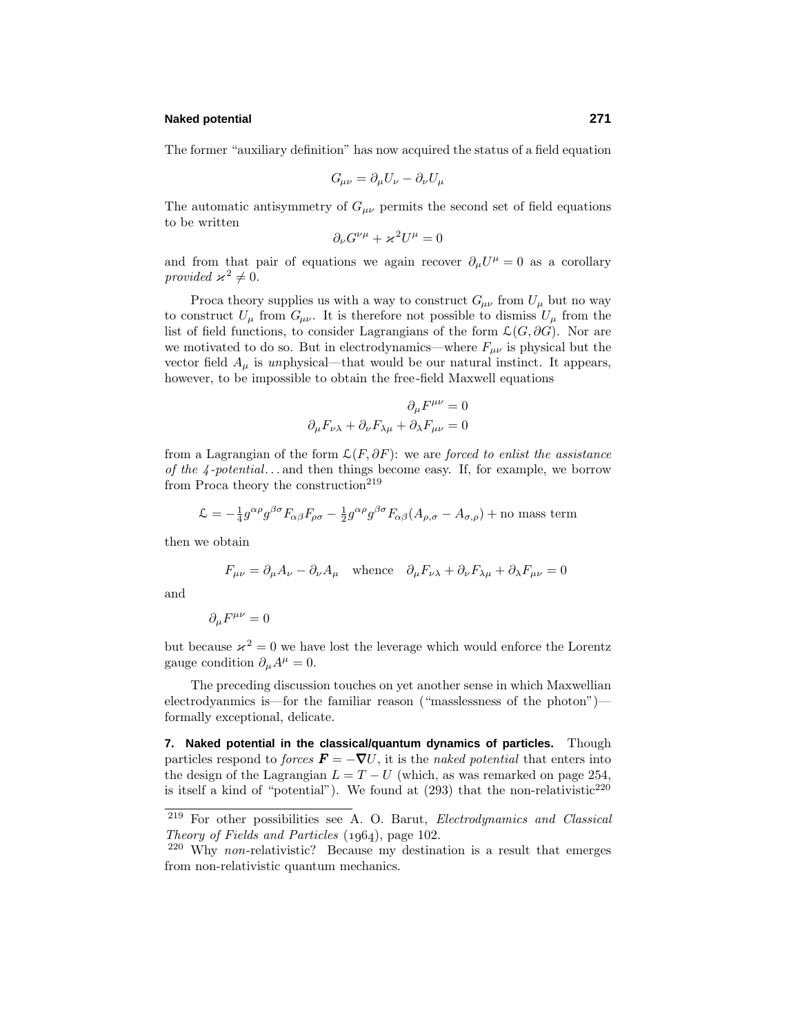The former "auxiliary definition" has now acquired the status of a field equation

$$G_{\mu\nu} = \partial_\mu U_\nu - \partial_\nu U_\mu$$

The automatic antisymmetry of $G_{\mu\nu}$ permits the second set of field equations to be written

$$\partial_\nu G^{\nu\mu} + \varkappa^2 U^\mu = 0$$

and from that pair of equations we again recover $\partial_\mu U^\mu = 0$ as a corollary *provided* $\varkappa^2 \neq 0$.

Proca theory supplies us with a way to construct $G_{\mu\nu}$ from $U_\mu$ but no way to construct $U_\mu$ from $G_{\mu\nu}$. It is therefore not possible to dismiss $U_\mu$ from the list of field functions, to consider Lagrangians of the form $\mathcal{L}(G, \partial G)$. Nor are we motivated to do so. But in electrodynamics—where $F_{\mu\nu}$ is physical but the vector field $A_\mu$ is *un*physical—that would be our natural instinct. It appears, however, to be impossible to obtain the free-field Maxwell equations

$$\partial_\mu F^{\mu\nu} = 0$$
$$\partial_\mu F_{\nu\lambda} + \partial_\nu F_{\lambda\mu} + \partial_\lambda F_{\mu\nu} = 0$$

from a Lagrangian of the form $\mathcal{L}(F, \partial F)$: we are *forced to enlist the assistance of the 4-potential*. . . and then things become easy. If, for example, we borrow from Proca theory the construction[219]

$$\mathcal{L} = -\tfrac{1}{4} g^{\alpha\rho} g^{\beta\sigma} F_{\alpha\beta} F_{\rho\sigma} - \tfrac{1}{2} g^{\alpha\rho} g^{\beta\sigma} F_{\alpha\beta}(A_{\rho,\sigma} - A_{\sigma,\rho}) + \text{no mass term}$$

then we obtain

$$F_{\mu\nu} = \partial_\mu A_\nu - \partial_\nu A_\mu \quad \text{whence} \quad \partial_\mu F_{\nu\lambda} + \partial_\nu F_{\lambda\mu} + \partial_\lambda F_{\mu\nu} = 0$$

and

$$\partial_\mu F^{\mu\nu} = 0$$

but because $\varkappa^2 = 0$ we have lost the leverage which would enforce the Lorentz gauge condition $\partial_\mu A^\mu = 0$.

The preceding discussion touches on yet another sense in which Maxwellian electrodyanmics is—for the familiar reason ("masslessness of the photon")—formally exceptional, delicate.

**7. Naked potential in the classical/quantum dynamics of particles.** Though particles respond to *forces* $\boldsymbol{F} = -\boldsymbol{\nabla} U$, it is the *naked potential* that enters into the design of the Lagrangian $L = T - U$ (which, as was remarked on page 254, is itself a kind of "potential"). We found at (293) that the non-relativistic[220]

---

[219] For other possibilities see A. O. Barut, *Electrodynamics and Classical Theory of Fields and Particles* (1964), page 102.

[220] Why *non*-relativistic? Because my destination is a result that emerges from non-relativistic quantum mechanics.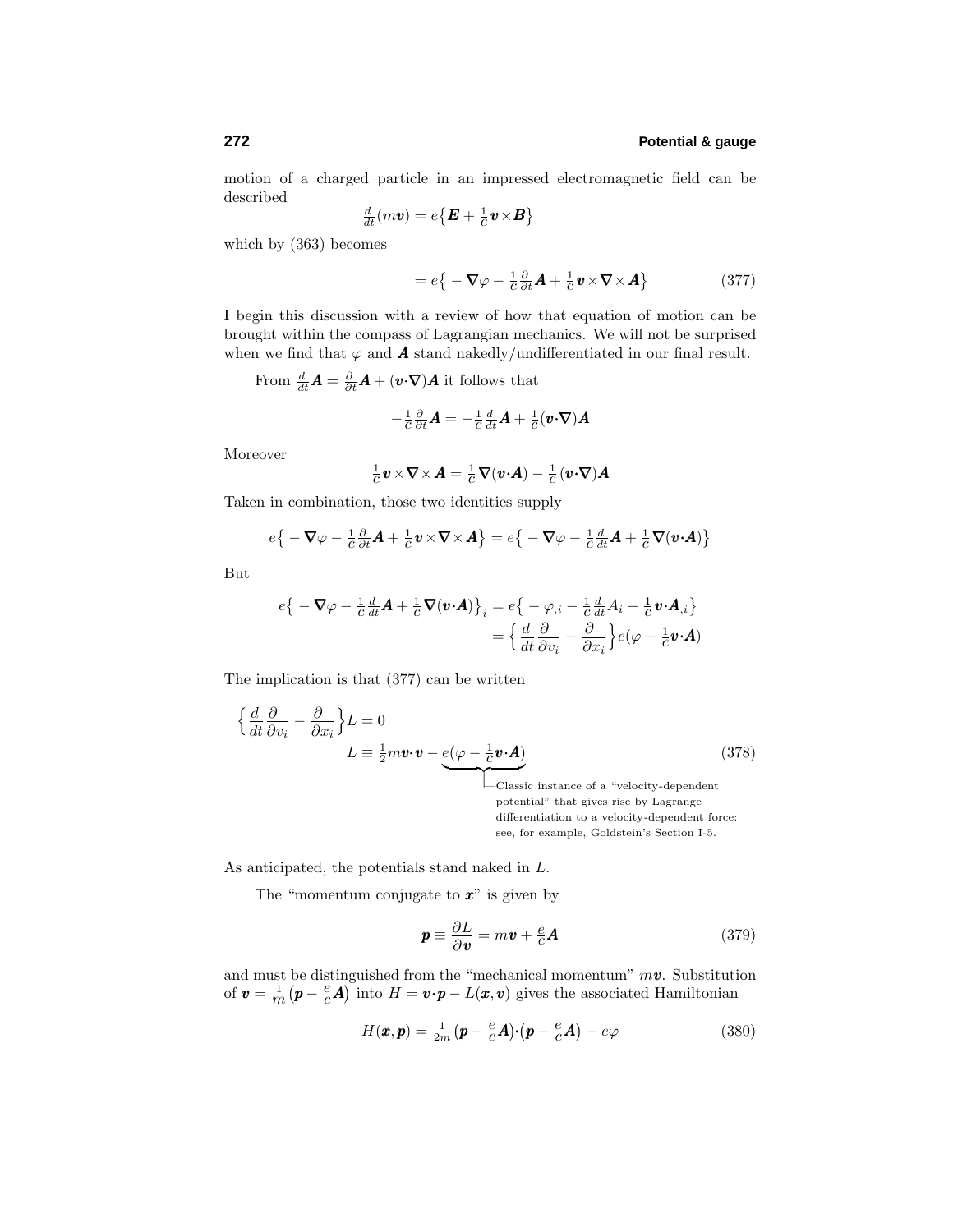motion of a charged particle in an impressed electromagnetic field can be described

$$\tfrac{d}{dt}(m\boldsymbol{v}) = e\big\{\boldsymbol{E} + \tfrac{1}{c}\boldsymbol{v}\times\boldsymbol{B}\big\}$$

which by (363) becomes

$$= e\big\{-\boldsymbol{\nabla}\varphi - \tfrac{1}{c}\tfrac{\partial}{\partial t}\boldsymbol{A} + \tfrac{1}{c}\boldsymbol{v}\times\boldsymbol{\nabla}\times\boldsymbol{A}\big\} \tag{377}$$

I begin this discussion with a review of how that equation of motion can be brought within the compass of Lagrangian mechanics. We will not be surprised when we find that $\varphi$ and $\boldsymbol{A}$ stand nakedly/undifferentiated in our final result.

From $\tfrac{d}{dt}\boldsymbol{A} = \tfrac{\partial}{\partial t}\boldsymbol{A} + (\boldsymbol{v}\cdot\boldsymbol{\nabla})\boldsymbol{A}$ it follows that

$$-\tfrac{1}{c}\tfrac{\partial}{\partial t}\boldsymbol{A} = -\tfrac{1}{c}\tfrac{d}{dt}\boldsymbol{A} + \tfrac{1}{c}(\boldsymbol{v}\cdot\boldsymbol{\nabla})\boldsymbol{A}$$

Moreover

$$\tfrac{1}{c}\boldsymbol{v}\times\boldsymbol{\nabla}\times\boldsymbol{A} = \tfrac{1}{c}\boldsymbol{\nabla}(\boldsymbol{v}\cdot\boldsymbol{A}) - \tfrac{1}{c}(\boldsymbol{v}\cdot\boldsymbol{\nabla})\boldsymbol{A}$$

Taken in combination, those two identities supply

$$e\big\{-\boldsymbol{\nabla}\varphi - \tfrac{1}{c}\tfrac{\partial}{\partial t}\boldsymbol{A} + \tfrac{1}{c}\boldsymbol{v}\times\boldsymbol{\nabla}\times\boldsymbol{A}\big\} = e\big\{-\boldsymbol{\nabla}\varphi - \tfrac{1}{c}\tfrac{d}{dt}\boldsymbol{A} + \tfrac{1}{c}\boldsymbol{\nabla}(\boldsymbol{v}\cdot\boldsymbol{A})\big\}$$

But

$$\begin{aligned}
e\big\{-\boldsymbol{\nabla}\varphi - \tfrac{1}{c}\tfrac{d}{dt}\boldsymbol{A} + \tfrac{1}{c}\boldsymbol{\nabla}(\boldsymbol{v}\cdot\boldsymbol{A})\big\}_i &= e\big\{-\varphi_{,i} - \tfrac{1}{c}\tfrac{d}{dt}A_i + \tfrac{1}{c}\boldsymbol{v}\cdot\boldsymbol{A}_{,i}\big\} \\
&= \Big\{\frac{d}{dt}\frac{\partial}{\partial v_i} - \frac{\partial}{\partial x_i}\Big\}e(\varphi - \tfrac{1}{c}\boldsymbol{v}\cdot\boldsymbol{A})
\end{aligned}$$

The implication is that (377) can be written

$$\begin{aligned}
\Big\{\frac{d}{dt}\frac{\partial}{\partial v_i} - \frac{\partial}{\partial x_i}\Big\}L &= 0 \\
L \equiv \tfrac{1}{2}m\boldsymbol{v}\cdot\boldsymbol{v} &- \underbrace{e(\varphi - \tfrac{1}{c}\boldsymbol{v}\cdot\boldsymbol{A})}
\end{aligned} \tag{378}$$

Classic instance of a "velocity-dependent potential" that gives rise by Lagrange differentiation to a velocity-dependent force: see, for example, Goldstein's Section I-5.

As anticipated, the potentials stand naked in $L$.

The "momentum conjugate to $\boldsymbol{x}$" is given by

$$\boldsymbol{p} \equiv \frac{\partial L}{\partial \boldsymbol{v}} = m\boldsymbol{v} + \tfrac{e}{c}\boldsymbol{A} \tag{379}$$

and must be distinguished from the "mechanical momentum" $m\boldsymbol{v}$. Substitution of $\boldsymbol{v} = \frac{1}{m}\big(\boldsymbol{p} - \frac{e}{c}\boldsymbol{A}\big)$ into $H = \boldsymbol{v}\cdot\boldsymbol{p} - L(\boldsymbol{x},\boldsymbol{v})$ gives the associated Hamiltonian

$$H(\boldsymbol{x},\boldsymbol{p}) = \tfrac{1}{2m}\big(\boldsymbol{p} - \tfrac{e}{c}\boldsymbol{A}\big)\cdot\big(\boldsymbol{p} - \tfrac{e}{c}\boldsymbol{A}\big) + e\varphi \tag{380}$$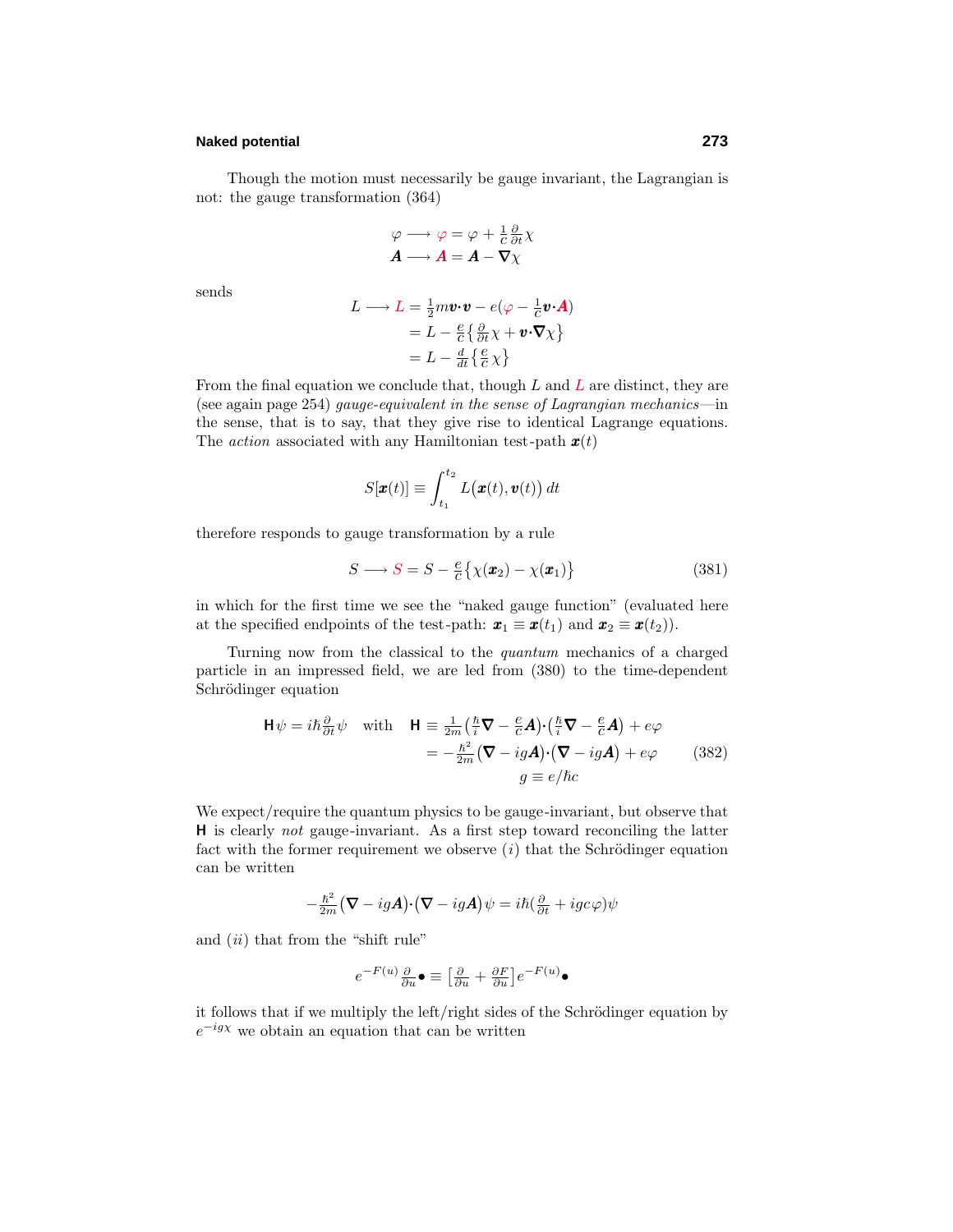Though the motion must necessarily be gauge invariant, the Lagrangian is not: the gauge transformation (364)

$$\begin{aligned}\varphi &\longrightarrow \varphi = \varphi + \tfrac{1}{c}\tfrac{\partial}{\partial t}\chi\\ \boldsymbol{A} &\longrightarrow \boldsymbol{A} = \boldsymbol{A} - \boldsymbol{\nabla}\chi\end{aligned}$$

sends

$$\begin{aligned}L \longrightarrow L &= \tfrac{1}{2}m\boldsymbol{v}\cdot\boldsymbol{v} - e(\varphi - \tfrac{1}{c}\boldsymbol{v}\cdot\boldsymbol{A})\\ &= L - \tfrac{e}{c}\big\{\tfrac{\partial}{\partial t}\chi + \boldsymbol{v}\cdot\boldsymbol{\nabla}\chi\big\}\\ &= L - \tfrac{d}{dt}\big\{\tfrac{e}{c}\chi\big\}\end{aligned}$$

From the final equation we conclude that, though $L$ and $L$ are distinct, they are (see again page 254) *gauge-equivalent in the sense of Lagrangian mechanics*—in the sense, that is to say, that they give rise to identical Lagrange equations. The *action* associated with any Hamiltonian test-path $\boldsymbol{x}(t)$

$$S[\boldsymbol{x}(t)] \equiv \int_{t_1}^{t_2} L\big(\boldsymbol{x}(t), \boldsymbol{v}(t)\big)\,dt$$

therefore responds to gauge transformation by a rule

$$S \longrightarrow S = S - \tfrac{e}{c}\big\{\chi(\boldsymbol{x}_2) - \chi(\boldsymbol{x}_1)\big\} \tag{381}$$

in which for the first time we see the "naked gauge function" (evaluated here at the specified endpoints of the test-path: $\boldsymbol{x}_1 \equiv \boldsymbol{x}(t_1)$ and $\boldsymbol{x}_2 \equiv \boldsymbol{x}(t_2)$).

Turning now from the classical to the *quantum* mechanics of a charged particle in an impressed field, we are led from (380) to the time-dependent Schrödinger equation

$$\begin{aligned}\mathsf{H}\psi = i\hbar\tfrac{\partial}{\partial t}\psi \quad\text{with}\quad \mathsf{H} &\equiv \tfrac{1}{2m}\big(\tfrac{\hbar}{i}\boldsymbol{\nabla} - \tfrac{e}{c}\boldsymbol{A}\big)\cdot\big(\tfrac{\hbar}{i}\boldsymbol{\nabla} - \tfrac{e}{c}\boldsymbol{A}\big) + e\varphi\\ &= -\tfrac{\hbar^2}{2m}\big(\boldsymbol{\nabla} - ig\boldsymbol{A}\big)\cdot\big(\boldsymbol{\nabla} - ig\boldsymbol{A}\big) + e\varphi\\ g &\equiv e/\hbar c\end{aligned} \tag{382}$$

We expect/require the quantum physics to be gauge-invariant, but observe that $\mathsf{H}$ is clearly *not* gauge-invariant. As a first step toward reconciling the latter fact with the former requirement we observe $(i)$ that the Schrödinger equation can be written

$$-\tfrac{\hbar^2}{2m}\big(\boldsymbol{\nabla} - ig\boldsymbol{A}\big)\cdot\big(\boldsymbol{\nabla} - ig\boldsymbol{A}\big)\psi = i\hbar\big(\tfrac{\partial}{\partial t} + igc\varphi\big)\psi$$

and $(ii)$ that from the "shift rule"

$$e^{-F(u)}\tfrac{\partial}{\partial u}\bullet \equiv \big[\tfrac{\partial}{\partial u} + \tfrac{\partial F}{\partial u}\big]e^{-F(u)}\bullet$$

it follows that if we multiply the left/right sides of the Schrödinger equation by $e^{-ig\chi}$ we obtain an equation that can be written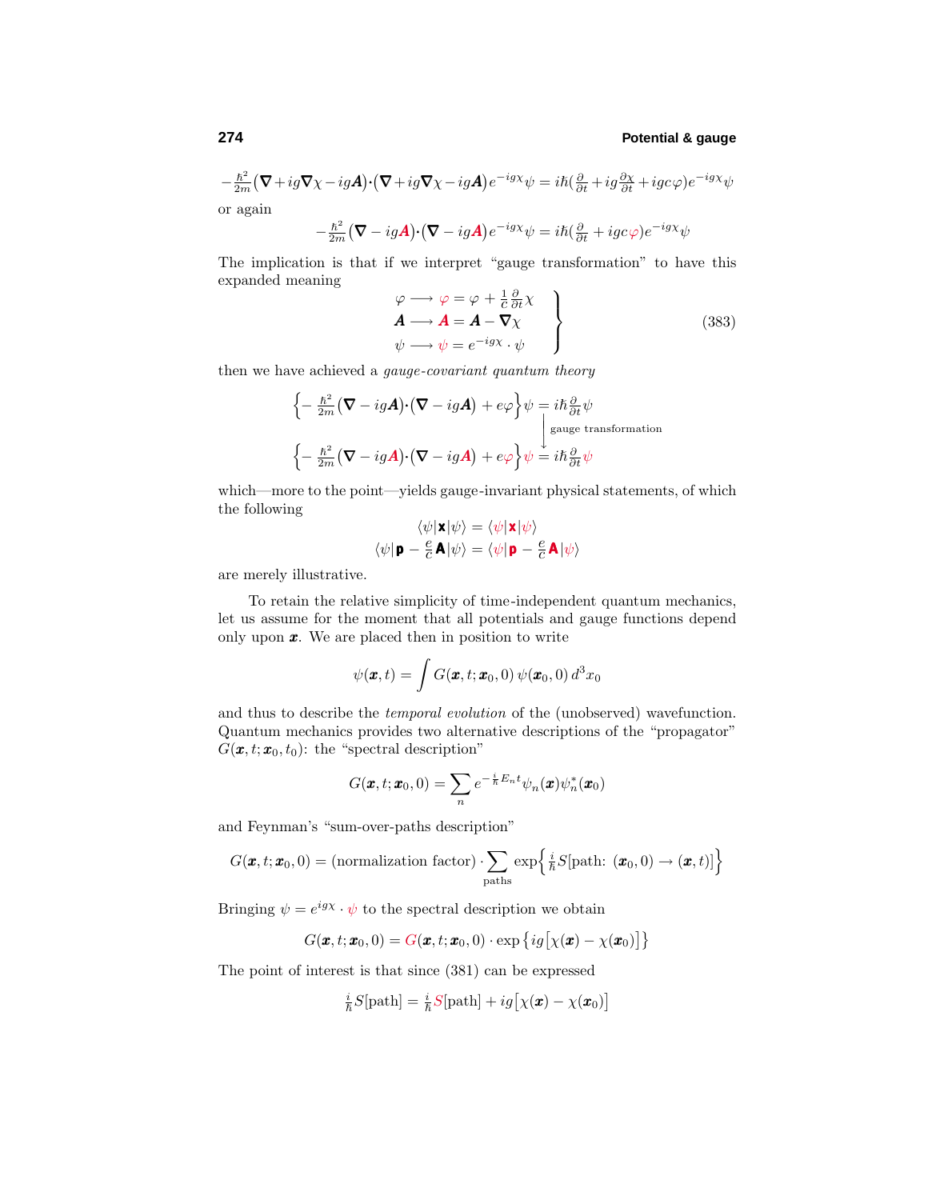$$-\tfrac{\hbar^2}{2m}\big(\boldsymbol{\nabla}+ig\boldsymbol{\nabla}\chi-ig\boldsymbol{A}\big)\cdot\big(\boldsymbol{\nabla}+ig\boldsymbol{\nabla}\chi-ig\boldsymbol{A}\big)e^{-ig\chi}\psi = i\hbar\big(\tfrac{\partial}{\partial t}+ig\tfrac{\partial\chi}{\partial t}+igc\varphi\big)e^{-ig\chi}\psi$$

or again

$$-\tfrac{\hbar^2}{2m}\big(\boldsymbol{\nabla}-ig\boldsymbol{A}\big)\cdot\big(\boldsymbol{\nabla}-ig\boldsymbol{A}\big)e^{-ig\chi}\psi = i\hbar\big(\tfrac{\partial}{\partial t}+igc\varphi\big)e^{-ig\chi}\psi$$

The implication is that if we interpret "gauge transformation" to have this expanded meaning

$$\left.\begin{array}{l}\varphi \longrightarrow \varphi = \varphi + \frac{1}{c}\frac{\partial}{\partial t}\chi\\ \boldsymbol{A} \longrightarrow \boldsymbol{A} = \boldsymbol{A} - \boldsymbol{\nabla}\chi\\ \psi \longrightarrow \psi = e^{-ig\chi}\cdot\psi\end{array}\right\} \tag{383}$$

then we have achieved a *gauge-covariant quantum theory*

$$\Big\{-\tfrac{\hbar^2}{2m}\big(\boldsymbol{\nabla}-ig\boldsymbol{A}\big)\cdot\big(\boldsymbol{\nabla}-ig\boldsymbol{A}\big)+e\varphi\Big\}\psi = i\hbar\tfrac{\partial}{\partial t}\psi$$

$$\Big\downarrow \text{ gauge transformation}$$

$$\Big\{-\tfrac{\hbar^2}{2m}\big(\boldsymbol{\nabla}-ig\boldsymbol{A}\big)\cdot\big(\boldsymbol{\nabla}-ig\boldsymbol{A}\big)+e\varphi\Big\}\psi = i\hbar\tfrac{\partial}{\partial t}\psi$$

which—more to the point—yields gauge-invariant physical statements, of which the following

$$\langle\psi|\mathbf{x}|\psi\rangle = \langle\psi|\mathbf{x}|\psi\rangle$$
$$\langle\psi|\mathbf{p}-\tfrac{e}{c}\mathbf{A}|\psi\rangle = \langle\psi|\mathbf{p}-\tfrac{e}{c}\mathbf{A}|\psi\rangle$$

are merely illustrative.

To retain the relative simplicity of time-independent quantum mechanics, let us assume for the moment that all potentials and gauge functions depend only upon $\boldsymbol{x}$. We are placed then in position to write

$$\psi(\boldsymbol{x},t) = \int G(\boldsymbol{x},t;\boldsymbol{x}_0,0)\,\psi(\boldsymbol{x}_0,0)\,d^3x_0$$

and thus to describe the *temporal evolution* of the (unobserved) wavefunction. Quantum mechanics provides two alternative descriptions of the "propagator" $G(\boldsymbol{x},t;\boldsymbol{x}_0,t_0)$: the "spectral description"

$$G(\boldsymbol{x},t;\boldsymbol{x}_0,0) = \sum_n e^{-\frac{i}{\hbar}E_n t}\psi_n(\boldsymbol{x})\psi_n^*(\boldsymbol{x}_0)$$

and Feynman's "sum-over-paths description"

$$G(\boldsymbol{x},t;\boldsymbol{x}_0,0) = (\text{normalization factor})\cdot\sum_{\text{paths}}\exp\Big\{\tfrac{i}{\hbar}S[\text{path: }(\boldsymbol{x}_0,0)\rightarrow(\boldsymbol{x},t)]\Big\}$$

Bringing $\psi = e^{ig\chi}\cdot\psi$ to the spectral description we obtain

$$G(\boldsymbol{x},t;\boldsymbol{x}_0,0) = G(\boldsymbol{x},t;\boldsymbol{x}_0,0)\cdot\exp\big\{ig\big[\chi(\boldsymbol{x})-\chi(\boldsymbol{x}_0)\big]\big\}$$

The point of interest is that since (381) can be expressed

$$\tfrac{i}{\hbar}S[\text{path}] = \tfrac{i}{\hbar}S[\text{path}] + ig\big[\chi(\boldsymbol{x})-\chi(\boldsymbol{x}_0)\big]$$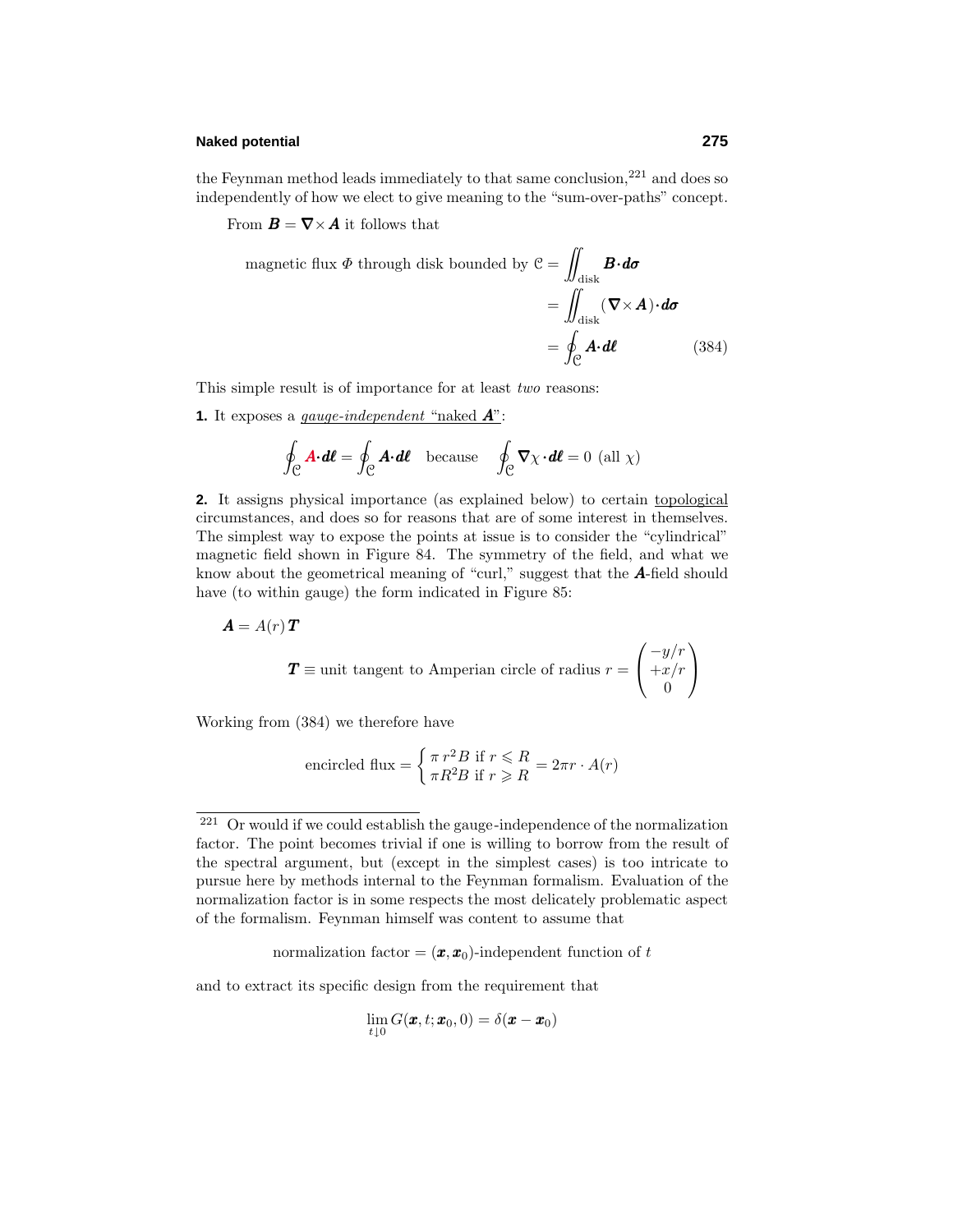the Feynman method leads immediately to that same conclusion,[221] and does so independently of how we elect to give meaning to the "sum-over-paths" concept.

From $\boldsymbol{B} = \boldsymbol{\nabla}\times\boldsymbol{A}$ it follows that

$$
\begin{aligned}
\text{magnetic flux } \Phi \text{ through disk bounded by } \mathcal{C} &= \iint_{\text{disk}} \boldsymbol{B}\cdot\boldsymbol{d\sigma} \\
&= \iint_{\text{disk}} (\boldsymbol{\nabla}\times\boldsymbol{A})\cdot\boldsymbol{d\sigma} \\
&= \oint_{\mathcal{C}} \boldsymbol{A}\cdot\boldsymbol{d\ell} \qquad (384)
\end{aligned}
$$

This simple result is of importance for at least *two* reasons:

**1.** It exposes a *gauge-independent* "naked $\boldsymbol{A}$":

$$
\oint_{\mathcal{C}} \boldsymbol{A}\cdot\boldsymbol{d\ell} = \oint_{\mathcal{C}} \boldsymbol{A}\cdot\boldsymbol{d\ell} \quad \text{because} \quad \oint_{\mathcal{C}} \boldsymbol{\nabla}\chi\cdot\boldsymbol{d\ell} = 0 \ \text{(all } \chi)
$$

**2.** It assigns physical importance (as explained below) to certain topological circumstances, and does so for reasons that are of some interest in themselves. The simplest way to expose the points at issue is to consider the "cylindrical" magnetic field shown in Figure 84. The symmetry of the field, and what we know about the geometrical meaning of "curl," suggest that the $\boldsymbol{A}$-field should have (to within gauge) the form indicated in Figure 85:

$$
\boldsymbol{A} = A(r)\,\boldsymbol{T}
$$

$$
\boldsymbol{T} \equiv \text{unit tangent to Amperian circle of radius } r = \begin{pmatrix} -y/r \\ +x/r \\ 0 \end{pmatrix}
$$

Working from (384) we therefore have

$$
\text{encircled flux} = \begin{cases} \pi\, r^2 B \text{ if } r \leqslant R \\ \pi R^2 B \text{ if } r \geqslant R \end{cases} = 2\pi r \cdot A(r)
$$

---

[221] Or would if we could establish the gauge-independence of the normalization factor. The point becomes trivial if one is willing to borrow from the result of the spectral argument, but (except in the simplest cases) is too intricate to pursue here by methods internal to the Feynman formalism. Evaluation of the normalization factor is in some respects the most delicately problematic aspect of the formalism. Feynman himself was content to assume that

$$
\text{normalization factor} = (\boldsymbol{x}, \boldsymbol{x}_0)\text{-independent function of } t
$$

and to extract its specific design from the requirement that

$$
\lim_{t\downarrow 0} G(\boldsymbol{x}, t; \boldsymbol{x}_0, 0) = \delta(\boldsymbol{x} - \boldsymbol{x}_0)
$$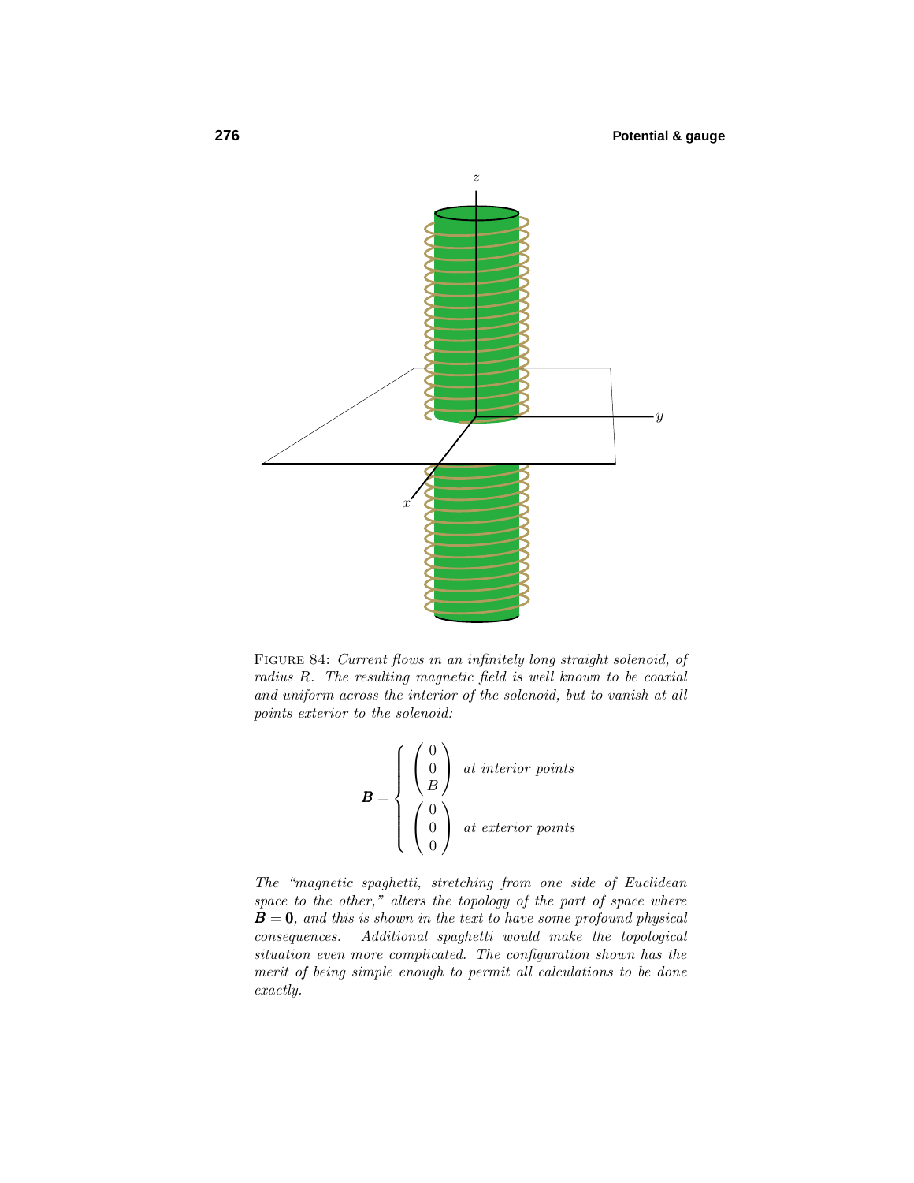Figure 84: *Current flows in an infinitely long straight solenoid, of radius $R$. The resulting magnetic field is well known to be coaxial and uniform across the interior of the solenoid, but to vanish at all points exterior to the solenoid:*

$$\boldsymbol{B} = \begin{cases} \begin{pmatrix} 0 \\ 0 \\ B \end{pmatrix} & \text{at interior points} \\ \begin{pmatrix} 0 \\ 0 \\ 0 \end{pmatrix} & \text{at exterior points} \end{cases}$$

*The "magnetic spaghetti, stretching from one side of Euclidean space to the other," alters the topology of the part of space where $\boldsymbol{B} = \boldsymbol{0}$, and this is shown in the text to have some profound physical consequences. Additional spaghetti would make the topological situation even more complicated. The configuration shown has the merit of being simple enough to permit all calculations to be done exactly.*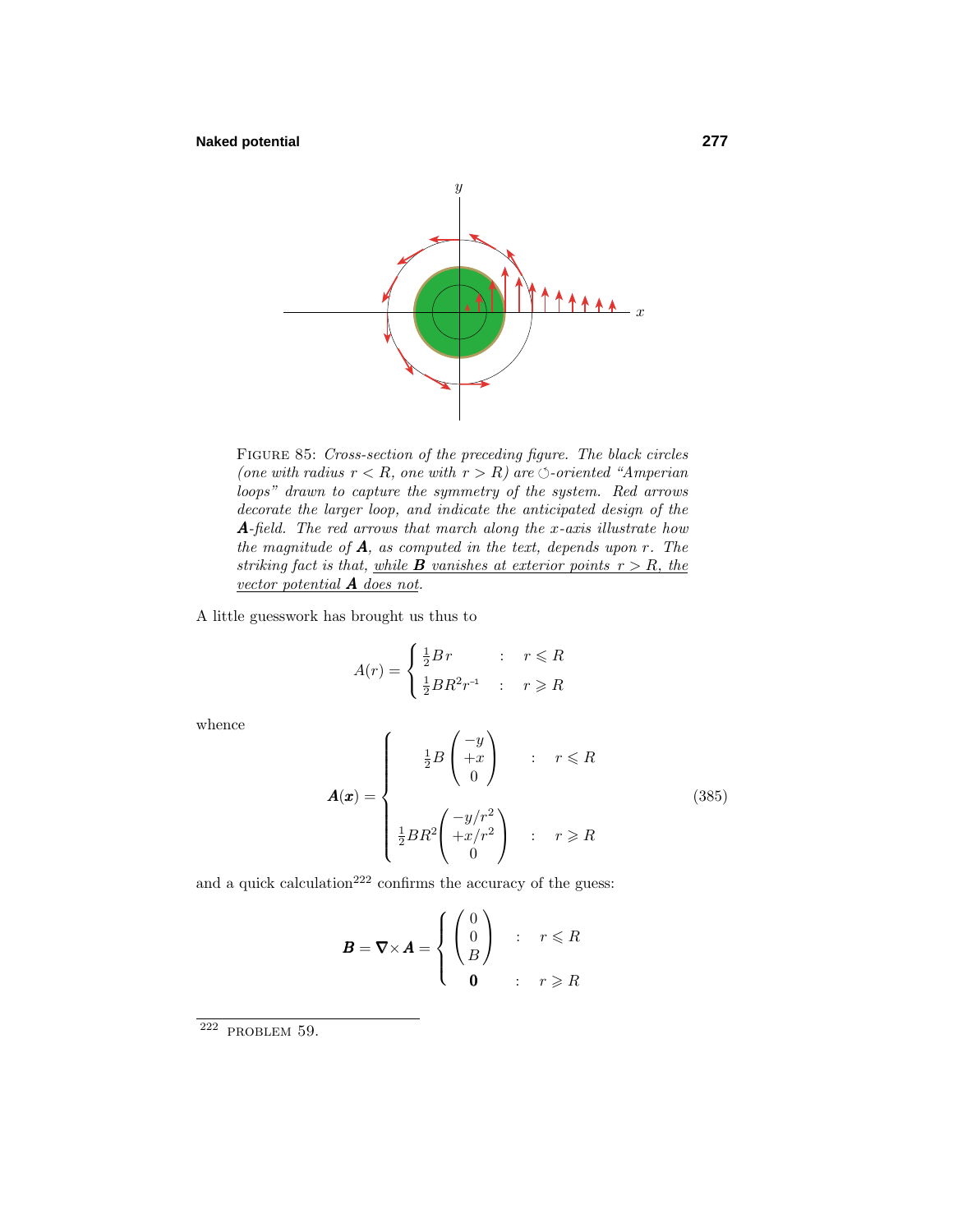FIGURE 85: *Cross-section of the preceding figure. The black circles (one with radius $r < R$, one with $r > R$) are ⟲-oriented "Amperian loops" drawn to capture the symmetry of the system. Red arrows decorate the larger loop, and indicate the anticipated design of the* $\boldsymbol{A}$*-field. The red arrows that march along the* $x$*-axis illustrate how the magnitude of* $\boldsymbol{A}$*, as computed in the text, depends upon* $r$*. The striking fact is that, while* $\boldsymbol{B}$ *vanishes at exterior points* $r > R$*, the vector potential* $\boldsymbol{A}$ *does not.*

A little guesswork has brought us thus to

$$A(r) = \begin{cases} \tfrac{1}{2}Br & : \quad r \leqslant R \\ \tfrac{1}{2}BR^2r^{-1} & : \quad r \geqslant R \end{cases}$$

whence

$$\boldsymbol{A}(\boldsymbol{x}) = \begin{cases} \tfrac{1}{2}B\begin{pmatrix} -y \\ +x \\ 0 \end{pmatrix} & : \quad r \leqslant R \\[2ex] \tfrac{1}{2}BR^2\begin{pmatrix} -y/r^2 \\ +x/r^2 \\ 0 \end{pmatrix} & : \quad r \geqslant R \end{cases} \tag{385}$$

and a quick calculation[222] confirms the accuracy of the guess:

$$\boldsymbol{B} = \boldsymbol{\nabla}\times\boldsymbol{A} = \begin{cases} \begin{pmatrix} 0 \\ 0 \\ B \end{pmatrix} & : \quad r \leqslant R \\ \boldsymbol{0} & : \quad r \geqslant R \end{cases}$$

[222] PROBLEM 59.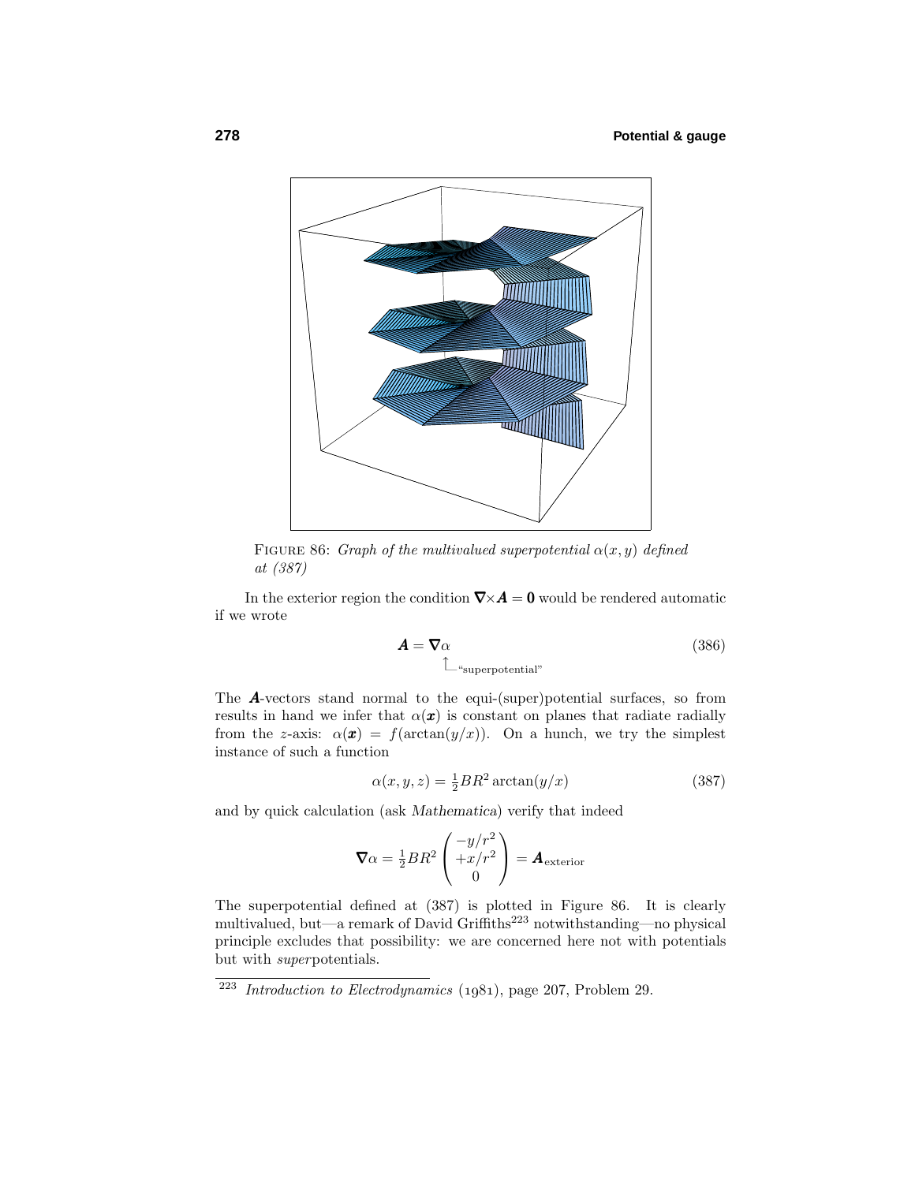FIGURE 86: *Graph of the multivalued superpotential $\alpha(x, y)$ defined at (387)*

In the exterior region the condition $\boldsymbol{\nabla}\times\boldsymbol{A} = \mathbf{0}$ would be rendered automatic if we wrote

$$\boldsymbol{A} = \boldsymbol{\nabla}\underbrace{\alpha}_{\text{“superpotential”}} \tag{386}$$

The $\boldsymbol{A}$-vectors stand normal to the equi-(super)potential surfaces, so from results in hand we infer that $\alpha(\boldsymbol{x})$ is constant on planes that radiate radially from the $z$-axis: $\alpha(\boldsymbol{x}) = f(\arctan(y/x))$. On a hunch, we try the simplest instance of such a function

$$\alpha(x, y, z) = \tfrac{1}{2}BR^2 \arctan(y/x) \tag{387}$$

and by quick calculation (ask *Mathematica*) verify that indeed

$$\boldsymbol{\nabla}\alpha = \tfrac{1}{2}BR^2 \begin{pmatrix} -y/r^2 \\ +x/r^2 \\ 0 \end{pmatrix} = \boldsymbol{A}_{\text{exterior}}$$

The superpotential defined at (387) is plotted in Figure 86. It is clearly multivalued, but—a remark of David Griffiths[223] notwithstanding—no physical principle excludes that possibility: we are concerned here not with potentials but with *super*potentials.

---

[223] *Introduction to Electrodynamics* (1981), page 207, Problem 29.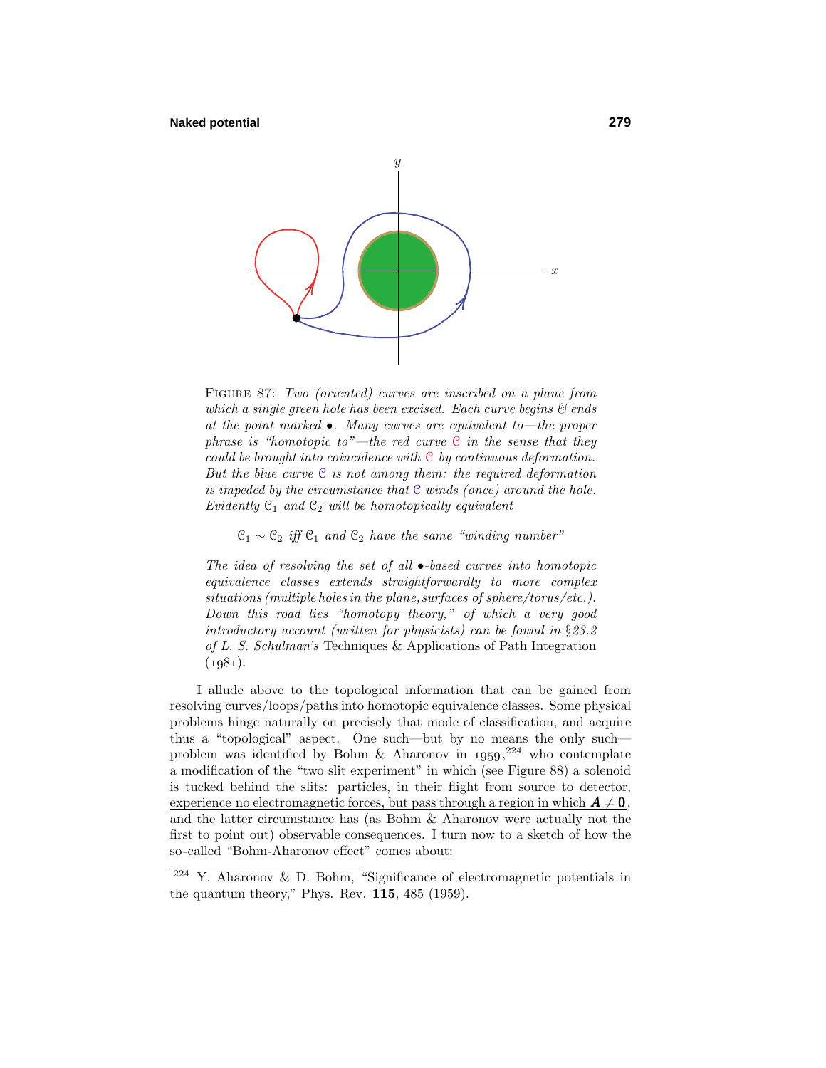FIGURE 87: *Two (oriented) curves are inscribed on a plane from which a single green hole has been excised. Each curve begins & ends at the point marked •. Many curves are equivalent to—the proper phrase is "homotopic to"—the red curve* $\mathcal{C}$ *in the sense that they* <u>*could be brought into coincidence with* $\mathcal{C}$ *by continuous deformation*</u>*. But the blue curve* $\mathcal{C}$ *is not among them: the required deformation is impeded by the circumstance that* $\mathcal{C}$ *winds (once) around the hole. Evidently* $\mathcal{C}_1$ *and* $\mathcal{C}_2$ *will be homotopically equivalent*

$$\mathcal{C}_1 \sim \mathcal{C}_2 \text{ iff } \mathcal{C}_1 \text{ and } \mathcal{C}_2 \text{ have the same "winding number"}$$

*The idea of resolving the set of all •-based curves into homotopic equivalence classes extends straightforwardly to more complex situations (multiple holes in the plane, surfaces of sphere/torus/etc.). Down this road lies "homotopy theory," of which a very good introductory account (written for physicists) can be found in §23.2 of L. S. Schulman's* Techniques & Applications of Path Integration *(1981).*

I allude above to the topological information that can be gained from resolving curves/loops/paths into homotopic equivalence classes. Some physical problems hinge naturally on precisely that mode of classification, and acquire thus a "topological" aspect. One such—but by no means the only such—problem was identified by Bohm & Aharonov in 1959,[224] who contemplate a modification of the "two slit experiment" in which (see Figure 88) a solenoid is tucked behind the slits: particles, in their flight from source to detector, <u>experience no electromagnetic forces, but pass through a region in which $\boldsymbol{A} \neq \boldsymbol{0}$</u>, and the latter circumstance has (as Bohm & Aharonov were actually not the first to point out) observable consequences. I turn now to a sketch of how the so-called "Bohm-Aharonov effect" comes about:

[224] Y. Aharonov & D. Bohm, "Significance of electromagnetic potentials in the quantum theory," Phys. Rev. **115**, 485 (1959).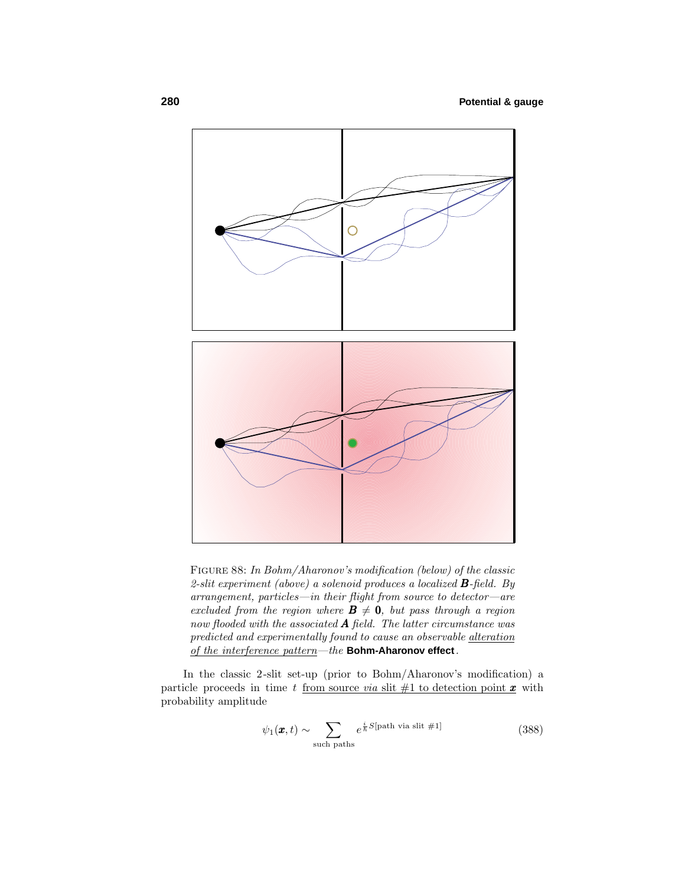FIGURE 88: *In Bohm/Aharonov's modification (below) of the classic 2-slit experiment (above) a solenoid produces a localized* $\boldsymbol{B}$*-field. By arrangement, particles—in their flight from source to detector—are excluded from the region where* $\boldsymbol{B} \neq \boldsymbol{0}$*, but pass through a region now flooded with the associated* $\boldsymbol{A}$ *field. The latter circumstance was predicted and experimentally found to cause an observable alteration of the interference pattern—the* **Bohm-Aharonov effect**.

In the classic 2-slit set-up (prior to Bohm/Aharonov's modification) a particle proceeds in time $t$ from source *via* slit #1 to detection point $\boldsymbol{x}$ with probability amplitude

$$\psi_1(\boldsymbol{x}, t) \sim \sum_{\text{such paths}} e^{\frac{i}{\hbar}S[\text{path via slit } \#1]} \tag{388}$$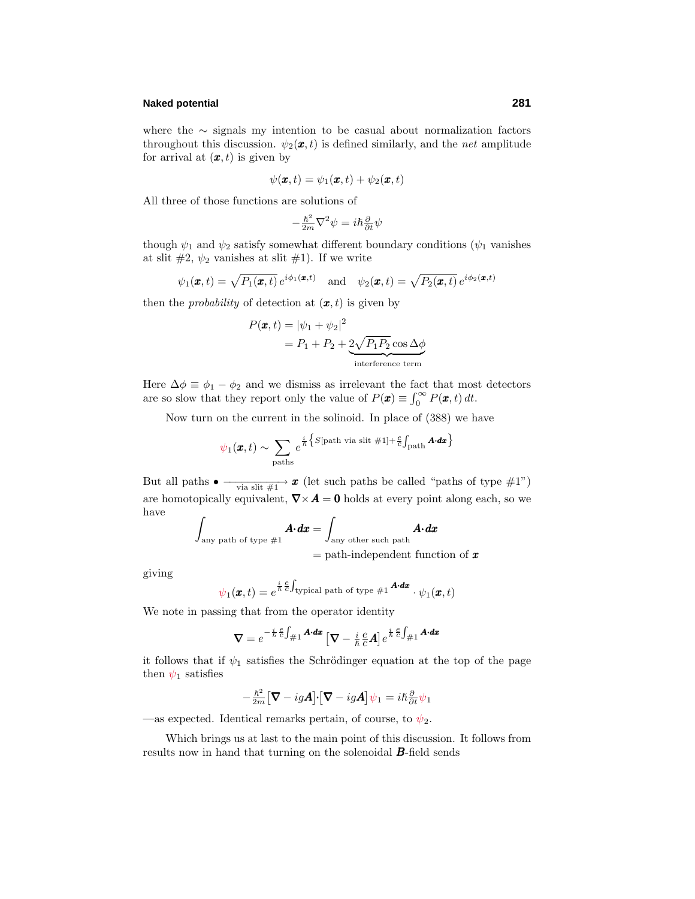where the $\sim$ signals my intention to be casual about normalization factors throughout this discussion. $\psi_2(\boldsymbol{x},t)$ is defined similarly, and the *net* amplitude for arrival at $(\boldsymbol{x},t)$ is given by

$$\psi(\boldsymbol{x},t) = \psi_1(\boldsymbol{x},t) + \psi_2(\boldsymbol{x},t)$$

All three of those functions are solutions of

$$-\tfrac{\hbar^2}{2m}\nabla^2\psi = i\hbar\tfrac{\partial}{\partial t}\psi$$

though $\psi_1$ and $\psi_2$ satisfy somewhat different boundary conditions ($\psi_1$ vanishes at slit #2, $\psi_2$ vanishes at slit #1). If we write

$$\psi_1(\boldsymbol{x},t) = \sqrt{P_1(\boldsymbol{x},t)}\,e^{i\phi_1(\boldsymbol{x},t)} \quad \text{and} \quad \psi_2(\boldsymbol{x},t) = \sqrt{P_2(\boldsymbol{x},t)}\,e^{i\phi_2(\boldsymbol{x},t)}$$

then the *probability* of detection at $(\boldsymbol{x},t)$ is given by

$$\begin{aligned}
P(\boldsymbol{x},t) &= |\psi_1 + \psi_2|^2 \\
&= P_1 + P_2 + \underbrace{2\sqrt{P_1P_2}\cos\Delta\phi}_{\text{interference term}}
\end{aligned}$$

Here $\Delta\phi \equiv \phi_1 - \phi_2$ and we dismiss as irrelevant the fact that most detectors are so slow that they report only the value of $P(\boldsymbol{x}) \equiv \int_0^\infty P(\boldsymbol{x},t)\,dt$.

Now turn on the current in the solinoid. In place of (388) we have

$$\psi_1(\boldsymbol{x},t) \sim \sum_{\text{paths}} e^{\frac{i}{\hbar}\left\{S[\text{path via slit \#1}] + \frac{e}{c}\int_{\text{path}}\boldsymbol{A}\cdot d\boldsymbol{x}\right\}}$$

But all paths $\bullet \xrightarrow[\text{via slit \#1}]{} \boldsymbol{x}$ (let such paths be called "paths of type #1") are homotopically equivalent, $\boldsymbol{\nabla}\times\boldsymbol{A} = \boldsymbol{0}$ holds at every point along each, so we have

$$\begin{aligned}
\int_{\text{any path of type \#1}} \boldsymbol{A}\cdot d\boldsymbol{x} &= \int_{\text{any other such path}} \boldsymbol{A}\cdot d\boldsymbol{x} \\
&= \text{path-independent function of } \boldsymbol{x}
\end{aligned}$$

giving

$$\psi_1(\boldsymbol{x},t) = e^{\frac{i}{\hbar}\frac{e}{c}\int_{\text{typical path of type \#1}}\boldsymbol{A}\cdot d\boldsymbol{x}} \cdot \psi_1(\boldsymbol{x},t)$$

We note in passing that from the operator identity

$$\boldsymbol{\nabla} = e^{-\frac{i}{\hbar}\frac{e}{c}\int_{\#1}\boldsymbol{A}\cdot d\boldsymbol{x}}\left[\boldsymbol{\nabla} - \tfrac{i}{\hbar}\tfrac{e}{c}\boldsymbol{A}\right]e^{\frac{i}{\hbar}\frac{e}{c}\int_{\#1}\boldsymbol{A}\cdot d\boldsymbol{x}}$$

it follows that if $\psi_1$ satisfies the Schrödinger equation at the top of the page then $\psi_1$ satisfies

$$-\tfrac{\hbar^2}{2m}\left[\boldsymbol{\nabla} - ig\boldsymbol{A}\right]\cdot\left[\boldsymbol{\nabla} - ig\boldsymbol{A}\right]\psi_1 = i\hbar\tfrac{\partial}{\partial t}\psi_1$$

—as expected. Identical remarks pertain, of course, to $\psi_2$.

Which brings us at last to the main point of this discussion. It follows from results now in hand that turning on the solenoidal $\boldsymbol{B}$-field sends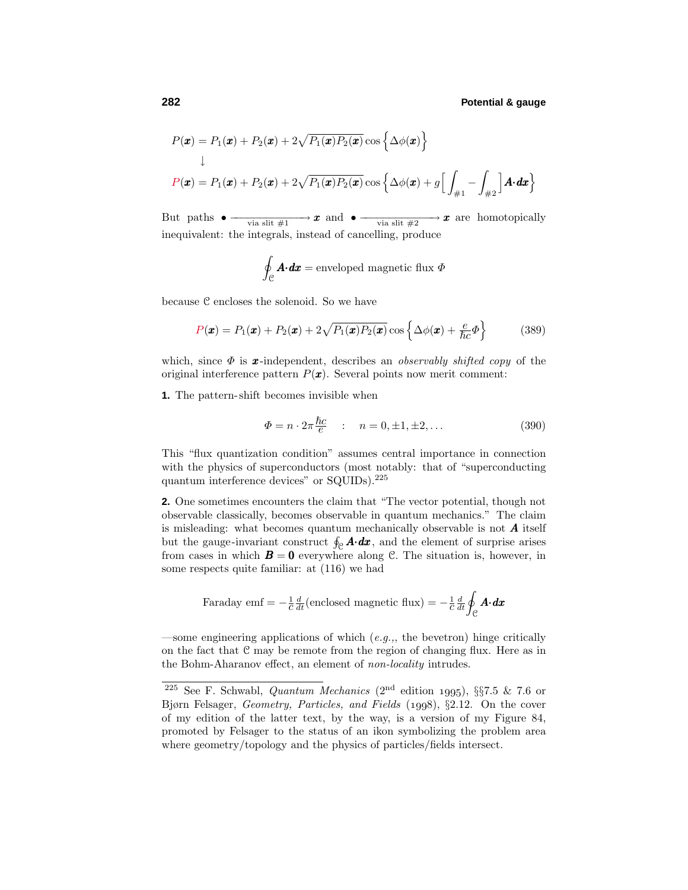$$P(\boldsymbol{x}) = P_1(\boldsymbol{x}) + P_2(\boldsymbol{x}) + 2\sqrt{P_1(\boldsymbol{x})P_2(\boldsymbol{x})}\cos\Big\{\Delta\phi(\boldsymbol{x})\Big\}$$
$$\downarrow$$
$$P(\boldsymbol{x}) = P_1(\boldsymbol{x}) + P_2(\boldsymbol{x}) + 2\sqrt{P_1(\boldsymbol{x})P_2(\boldsymbol{x})}\cos\Big\{\Delta\phi(\boldsymbol{x}) + g\Big[\int_{\#1} - \int_{\#2}\Big]\boldsymbol{A}\cdot\boldsymbol{dx}\Big\}$$

But paths $\bullet \xrightarrow[\text{via slit \#1}]{} \boldsymbol{x}$ and $\bullet \xrightarrow[\text{via slit \#2}]{} \boldsymbol{x}$ are homotopically inequivalent: the integrals, instead of cancelling, produce

$$\oint_{\mathcal{C}} \boldsymbol{A}\cdot\boldsymbol{dx} = \text{enveloped magnetic flux } \Phi$$

because $\mathcal{C}$ encloses the solenoid. So we have

$$P(\boldsymbol{x}) = P_1(\boldsymbol{x}) + P_2(\boldsymbol{x}) + 2\sqrt{P_1(\boldsymbol{x})P_2(\boldsymbol{x})}\cos\Big\{\Delta\phi(\boldsymbol{x}) + \tfrac{e}{\hbar c}\Phi\Big\} \tag{389}$$

which, since $\Phi$ is $\boldsymbol{x}$-independent, describes an *observably shifted copy* of the original interference pattern $P(\boldsymbol{x})$. Several points now merit comment:

**1.** The pattern-shift becomes invisible when

$$\Phi = n\cdot 2\pi\tfrac{\hbar c}{e} \quad : \quad n = 0, \pm1, \pm2, \ldots \tag{390}$$

This "flux quantization condition" assumes central importance in connection with the physics of superconductors (most notably: that of "superconducting quantum interference devices" or SQUIDs).[225]

**2.** One sometimes encounters the claim that "The vector potential, though not observable classically, becomes observable in quantum mechanics." The claim is misleading: what becomes quantum mechanically observable is not $\boldsymbol{A}$ itself but the gauge-invariant construct $\oint_{\mathcal{C}} \boldsymbol{A}\cdot\boldsymbol{dx}$, and the element of surprise arises from cases in which $\boldsymbol{B} = \boldsymbol{0}$ everywhere along $\mathcal{C}$. The situation is, however, in some respects quite familiar: at (116) we had

$$\text{Faraday emf} = -\tfrac{1}{c}\tfrac{d}{dt}(\text{enclosed magnetic flux}) = -\tfrac{1}{c}\tfrac{d}{dt}\oint_{\mathcal{C}} \boldsymbol{A}\cdot\boldsymbol{dx}$$

—some engineering applications of which (*e.g.*,, the bevetron) hinge critically on the fact that $\mathcal{C}$ may be remote from the region of changing flux. Here as in the Bohm-Aharanov effect, an element of *non-locality* intrudes.

---

[225] See F. Schwabl, *Quantum Mechanics* (2nd edition 1995), §§7.5 & 7.6 or Bjørn Felsager, *Geometry, Particles, and Fields* (1998), §2.12. On the cover of my edition of the latter text, by the way, is a version of my Figure 84, promoted by Felsager to the status of an ikon symbolizing the problem area where geometry/topology and the physics of particles/fields intersect.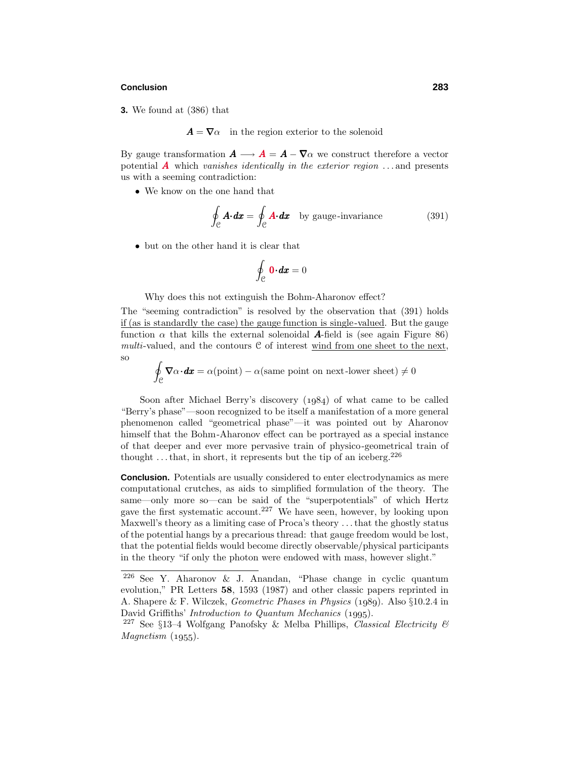**3.** We found at (386) that

$$\boldsymbol{A} = \boldsymbol{\nabla}\alpha \quad \text{in the region exterior to the solenoid}$$

By gauge transformation $\boldsymbol{A} \longrightarrow \boldsymbol{A} = \boldsymbol{A} - \boldsymbol{\nabla}\alpha$ we construct therefore a vector potential $\boldsymbol{A}$ which *vanishes identically in the exterior region* ...and presents us with a seeming contradiction:

- We know on the one hand that

$$\oint_{\mathcal{C}} \boldsymbol{A}\cdot d\boldsymbol{x} = \oint_{\mathcal{C}} \boldsymbol{A}\cdot d\boldsymbol{x} \quad \text{by gauge-invariance} \tag{391}$$

- but on the other hand it is clear that

$$\oint_{\mathcal{C}} \boldsymbol{0}\cdot d\boldsymbol{x} = 0$$

Why does this not extinguish the Bohm-Aharonov effect?

The "seeming contradiction" is resolved by the observation that (391) holds <u>if (as is standardly the case) the gauge function is single-valued</u>. But the gauge function $\alpha$ that kills the external solenoidal $\boldsymbol{A}$-field is (see again Figure 86) *multi*-valued, and the contours $\mathcal{C}$ of interest <u>wind from one sheet to the next</u>, so

$$\oint_{\mathcal{C}} \boldsymbol{\nabla}\alpha\cdot d\boldsymbol{x} = \alpha(\text{point}) - \alpha(\text{same point on next-lower sheet}) \neq 0$$

Soon after Michael Berry's discovery (1984) of what came to be called "Berry's phase"—soon recognized to be itself a manifestation of a more general phenomenon called "geometrical phase"—it was pointed out by Aharonov himself that the Bohm-Aharonov effect can be portrayed as a special instance of that deeper and ever more pervasive train of physico-geometrical train of thought ...that, in short, it represents but the tip of an iceberg.[226]

**Conclusion.** Potentials are usually considered to enter electrodynamics as mere computational crutches, as aids to simplified formulation of the theory. The same—only more so—can be said of the "superpotentials" of which Hertz gave the first systematic account.[227] We have seen, however, by looking upon Maxwell's theory as a limiting case of Proca's theory ...that the ghostly status of the potential hangs by a precarious thread: that gauge freedom would be lost, that the potential fields would become directly observable/physical participants in the theory "if only the photon were endowed with mass, however slight."

---

[226] See Y. Aharonov & J. Anandan, "Phase change in cyclic quantum evolution," PR Letters **58**, 1593 (1987) and other classic papers reprinted in A. Shapere & F. Wilczek, *Geometric Phases in Physics* (1989). Also §10.2.4 in David Griffiths' *Introduction to Quantum Mechanics* (1995).

[227] See §13–4 Wolfgang Panofsky & Melba Phillips, *Classical Electricity & Magnetism* (1955).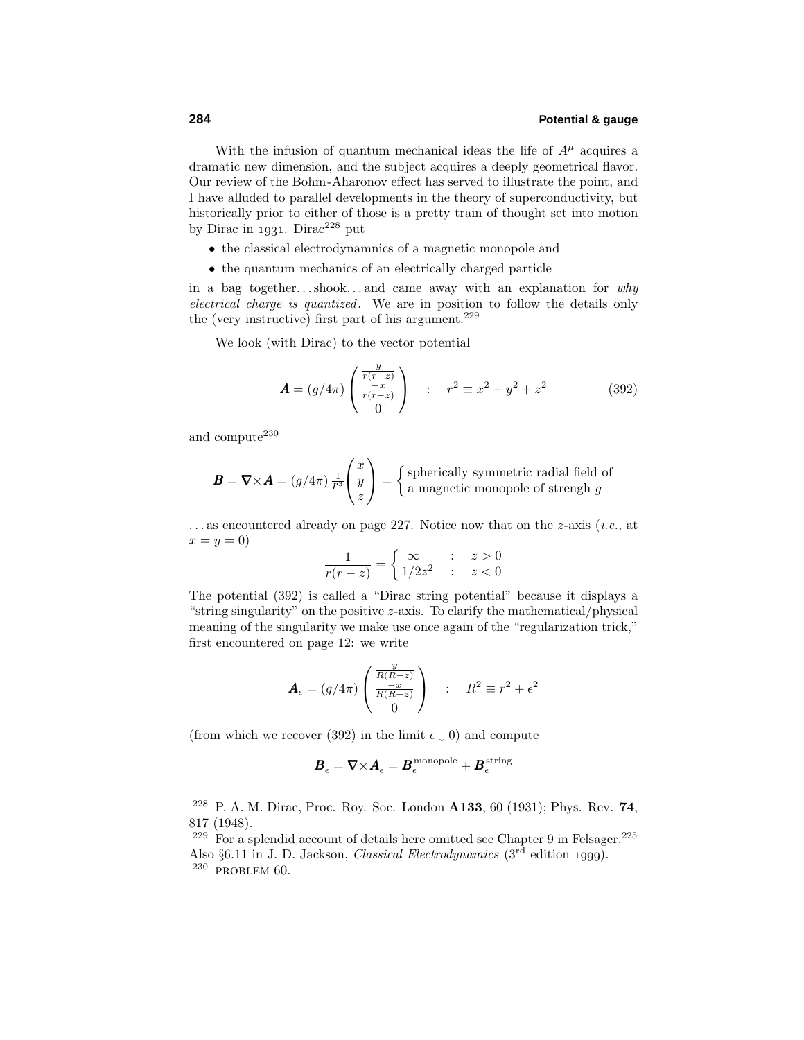With the infusion of quantum mechanical ideas the life of $A^\mu$ acquires a dramatic new dimension, and the subject acquires a deeply geometrical flavor. Our review of the Bohm-Aharonov effect has served to illustrate the point, and I have alluded to parallel developments in the theory of superconductivity, but historically prior to either of those is a pretty train of thought set into motion by Dirac in 1931. Dirac[228] put

- the classical electrodynamnics of a magnetic monopole and
- the quantum mechanics of an electrically charged particle

in a bag together...shook...and came away with an explanation for *why electrical charge is quantized*. We are in position to follow the details only the (very instructive) first part of his argument.[229]

We look (with Dirac) to the vector potential

$$\boldsymbol{A} = (g/4\pi)\begin{pmatrix} \frac{y}{r(r-z)} \\ \frac{-x}{r(r-z)} \\ 0 \end{pmatrix} \quad : \quad r^2 \equiv x^2 + y^2 + z^2 \tag{392}$$

and compute[230]

$$\boldsymbol{B} = \boldsymbol{\nabla}\times\boldsymbol{A} = (g/4\pi)\,\frac{1}{r^3}\begin{pmatrix} x \\ y \\ z \end{pmatrix} = \begin{cases} \text{spherically symmetric radial field of} \\ \text{a magnetic monopole of strengh } g \end{cases}$$

...as encountered already on page 227. Notice now that on the $z$-axis (*i.e.*, at $x = y = 0$)

$$\frac{1}{r(r-z)} = \begin{cases} \infty & : \quad z > 0 \\ 1/2z^2 & : \quad z < 0 \end{cases}$$

The potential (392) is called a "Dirac string potential" because it displays a "string singularity" on the positive $z$-axis. To clarify the mathematical/physical meaning of the singularity we make use once again of the "regularization trick," first encountered on page 12: we write

$$\boldsymbol{A}_\epsilon = (g/4\pi)\begin{pmatrix} \frac{y}{R(R-z)} \\ \frac{-x}{R(R-z)} \\ 0 \end{pmatrix} \quad : \quad R^2 \equiv r^2 + \epsilon^2$$

(from which we recover (392) in the limit $\epsilon \downarrow 0$) and compute

$$\boldsymbol{B}_\epsilon = \boldsymbol{\nabla}\times\boldsymbol{A}_\epsilon = \boldsymbol{B}_\epsilon^{\text{monopole}} + \boldsymbol{B}_\epsilon^{\text{string}}$$

---

[228] P. A. M. Dirac, Proc. Roy. Soc. London **A133**, 60 (1931); Phys. Rev. **74**, 817 (1948).

[229] For a splendid account of details here omitted see Chapter 9 in Felsager.[225] Also §6.11 in J. D. Jackson, *Classical Electrodynamics* (3rd edition 1999).

[230] PROBLEM 60.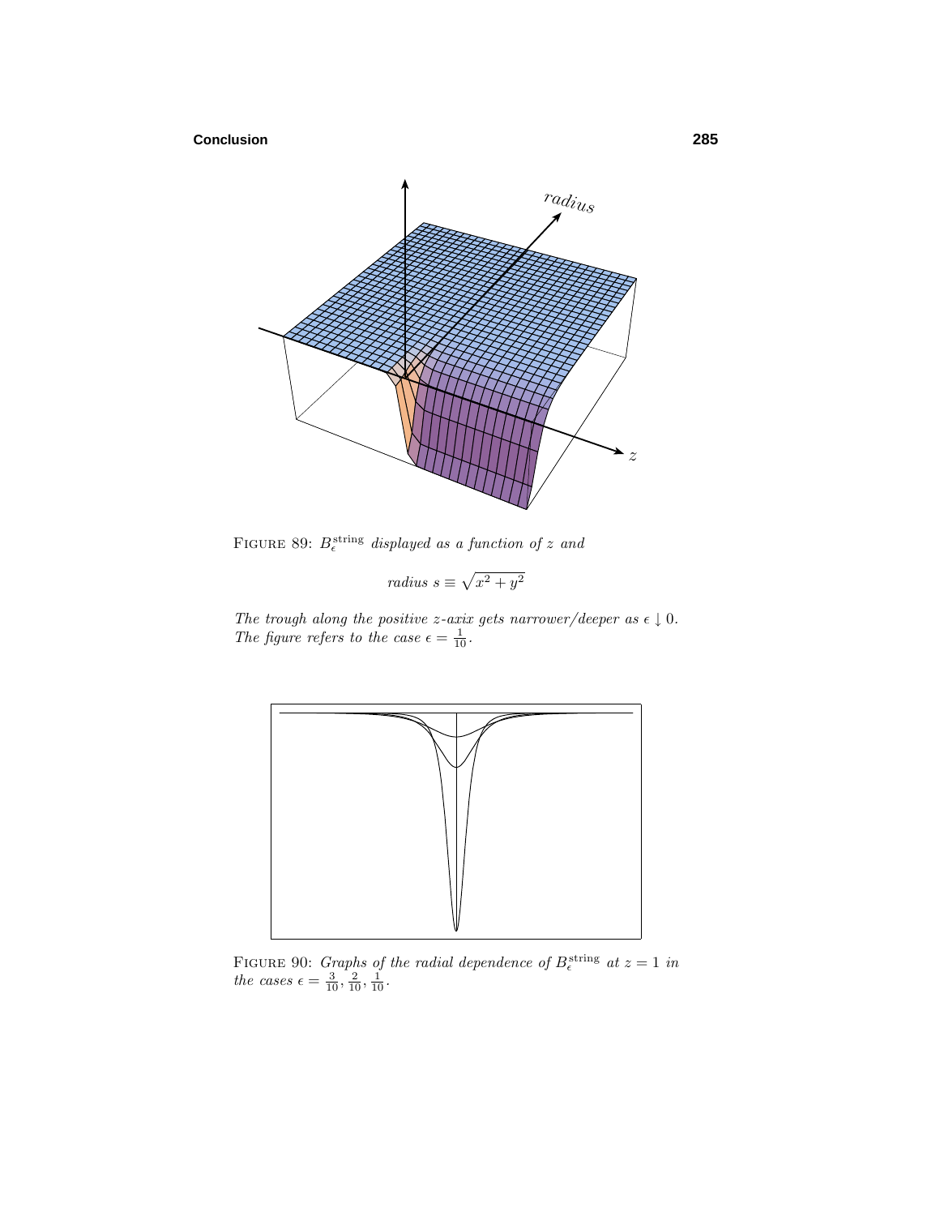FIGURE 89: $B_\epsilon^{\text{string}}$ *displayed as a function of* $z$ *and*

$$\textit{radius } s \equiv \sqrt{x^2 + y^2}$$

*The trough along the positive* $z$*-axix gets narrower/deeper as* $\epsilon \downarrow 0$. *The figure refers to the case* $\epsilon = \frac{1}{10}$.

FIGURE 90: *Graphs of the radial dependence of* $B_\epsilon^{\text{string}}$ *at* $z = 1$ *in the cases* $\epsilon = \frac{3}{10}, \frac{2}{10}, \frac{1}{10}$.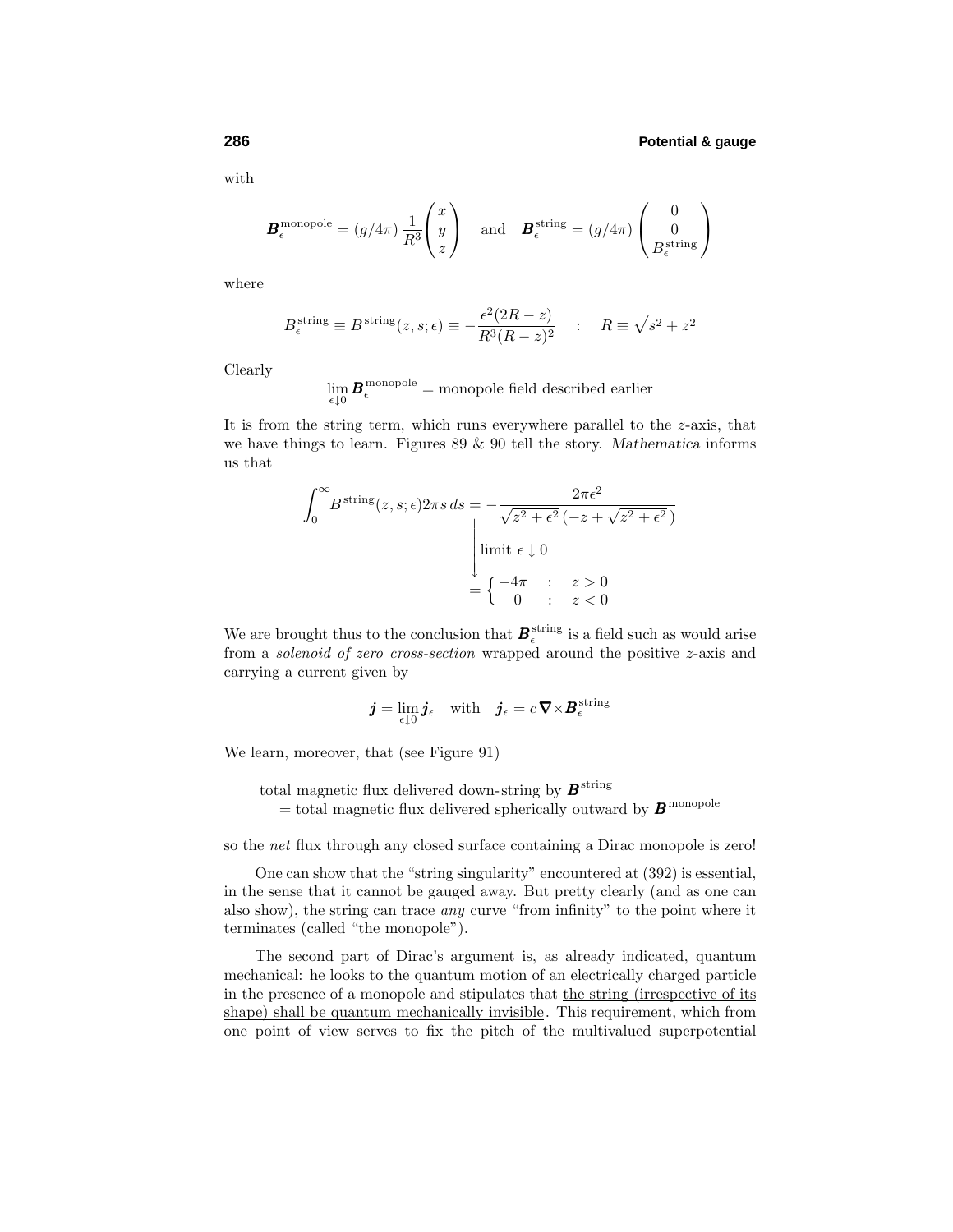with

$$\boldsymbol{B}_\epsilon^{\text{monopole}} = (g/4\pi)\,\frac{1}{R^3}\begin{pmatrix} x \\ y \\ z \end{pmatrix} \quad \text{and} \quad \boldsymbol{B}_\epsilon^{\text{string}} = (g/4\pi)\begin{pmatrix} 0 \\ 0 \\ B_\epsilon^{\text{string}} \end{pmatrix}$$

where

$$B_\epsilon^{\text{string}} \equiv B^{\text{string}}(z, s; \epsilon) \equiv -\frac{\epsilon^2(2R - z)}{R^3(R - z)^2} \quad : \quad R \equiv \sqrt{s^2 + z^2}$$

Clearly

$$\lim_{\epsilon \downarrow 0} \boldsymbol{B}_\epsilon^{\text{monopole}} = \text{monopole field described earlier}$$

It is from the string term, which runs everywhere parallel to the $z$-axis, that we have things to learn. Figures 89 & 90 tell the story. *Mathematica* informs us that

$$\int_0^\infty B^{\text{string}}(z, s; \epsilon) 2\pi s\, ds = -\frac{2\pi\epsilon^2}{\sqrt{z^2 + \epsilon^2}\,(-z + \sqrt{z^2 + \epsilon^2}\,)}$$

$$\Big\downarrow \text{ limit } \epsilon \downarrow 0$$

$$= \begin{cases} -4\pi & : \quad z > 0 \\ \;\;\,0 & : \quad z < 0 \end{cases}$$

We are brought thus to the conclusion that $\boldsymbol{B}_\epsilon^{\text{string}}$ is a field such as would arise from a *solenoid of zero cross-section* wrapped around the positive $z$-axis and carrying a current given by

$$\boldsymbol{j} = \lim_{\epsilon \downarrow 0} \boldsymbol{j}_\epsilon \quad \text{with} \quad \boldsymbol{j}_\epsilon = c\,\boldsymbol{\nabla}\times\boldsymbol{B}_\epsilon^{\text{string}}$$

We learn, moreover, that (see Figure 91)

total magnetic flux delivered down-string by $\boldsymbol{B}^{\text{string}}$
= total magnetic flux delivered spherically outward by $\boldsymbol{B}^{\text{monopole}}$

so the *net* flux through any closed surface containing a Dirac monopole is zero!

One can show that the "string singularity" encountered at (392) is essential, in the sense that it cannot be gauged away. But pretty clearly (and as one can also show), the string can trace *any* curve "from infinity" to the point where it terminates (called "the monopole").

The second part of Dirac's argument is, as already indicated, quantum mechanical: he looks to the quantum motion of an electrically charged particle in the presence of a monopole and stipulates that <u>the string (irrespective of its shape) shall be quantum mechanically invisible</u>. This requirement, which from one point of view serves to fix the pitch of the multivalued superpotential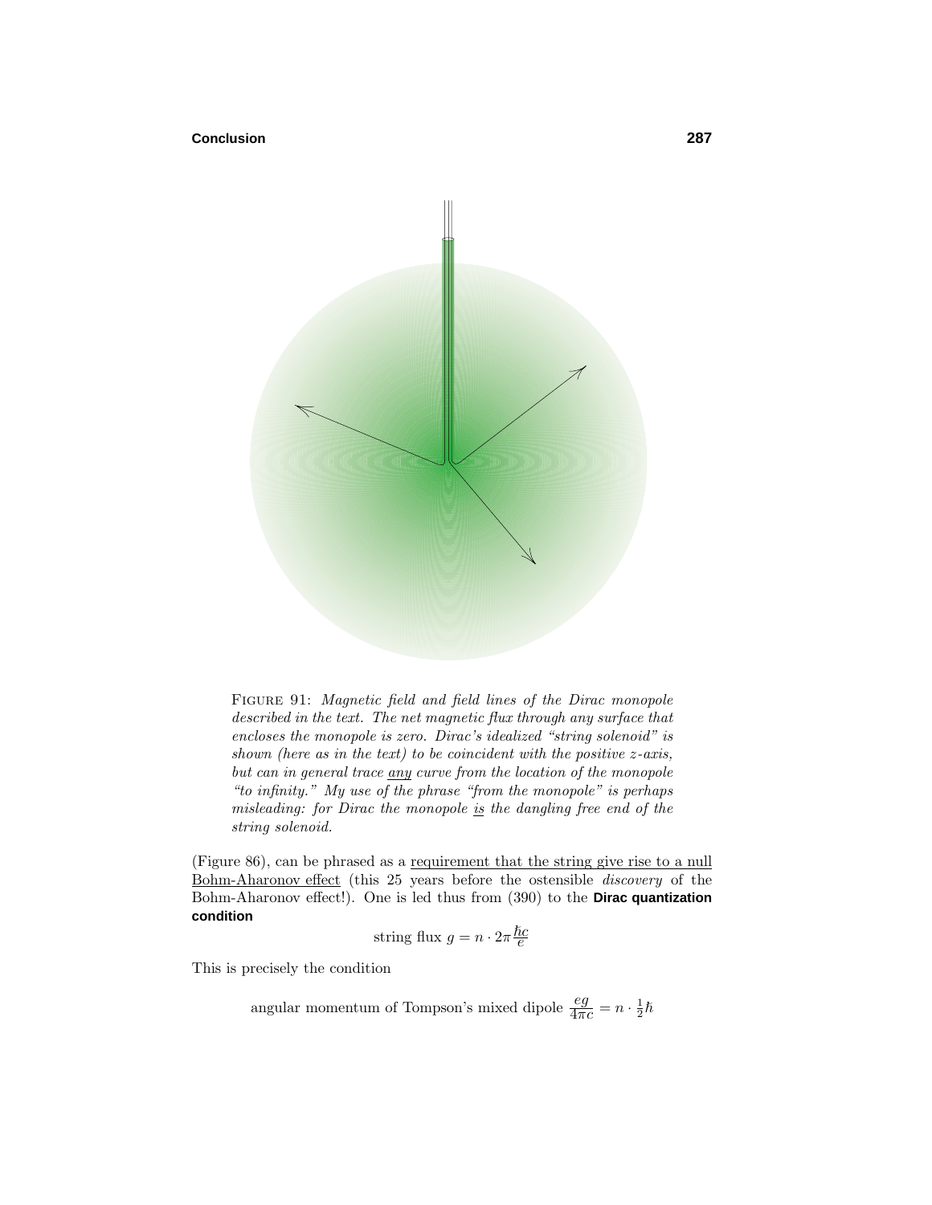FIGURE 91: *Magnetic field and field lines of the Dirac monopole described in the text. The net magnetic flux through any surface that encloses the monopole is zero. Dirac's idealized "string solenoid" is shown (here as in the text) to be coincident with the positive z-axis, but can in general trace any curve from the location of the monopole "to infinity." My use of the phrase "from the monopole" is perhaps misleading: for Dirac the monopole is the dangling free end of the string solenoid.*

(Figure 86), can be phrased as a requirement that the string give rise to a null Bohm-Aharonov effect (this 25 years before the ostensible *discovery* of the Bohm-Aharonov effect!). One is led thus from (390) to the **Dirac quantization condition**

$$\text{string flux } g = n \cdot 2\pi \frac{\hbar c}{e}$$

This is precisely the condition

$$\text{angular momentum of Tompson's mixed dipole } \frac{eg}{4\pi c} = n \cdot \tfrac{1}{2}\hbar$$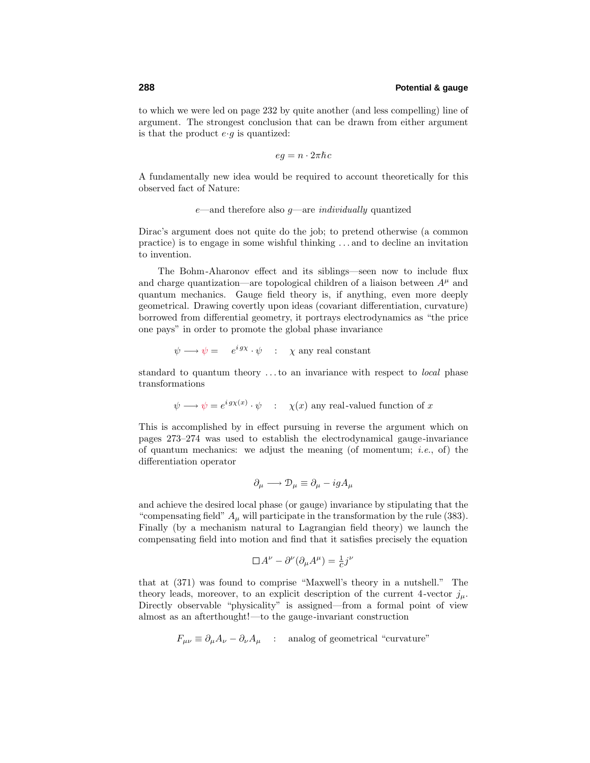to which we were led on page 232 by quite another (and less compelling) line of argument. The strongest conclusion that can be drawn from either argument is that the product $e{\cdot}g$ is quantized:

$$eg = n \cdot 2\pi\hbar c$$

A fundamentally new idea would be required to account theoretically for this observed fact of Nature:

$$e\text{—and therefore also } g\text{—are } \textit{individually} \text{ quantized}$$

Dirac's argument does not quite do the job; to pretend otherwise (a common practice) is to engage in some wishful thinking ... and to decline an invitation to invention.

The Bohm-Aharonov effect and its siblings—seen now to include flux and charge quantization—are topological children of a liaison between $A^\mu$ and quantum mechanics. Gauge field theory is, if anything, even more deeply geometrical. Drawing covertly upon ideas (covariant differentiation, curvature) borrowed from differential geometry, it portrays electrodynamics as "the price one pays" in order to promote the global phase invariance

$$\psi \longrightarrow \psi = \quad e^{i\,g\chi} \cdot \psi \quad : \quad \chi \text{ any real constant}$$

standard to quantum theory ... to an invariance with respect to *local* phase transformations

$$\psi \longrightarrow \psi = e^{i\,g\chi(x)} \cdot \psi \quad : \quad \chi(x) \text{ any real-valued function of } x$$

This is accomplished by in effect pursuing in reverse the argument which on pages 273–274 was used to establish the electrodynamical gauge-invariance of quantum mechanics: we adjust the meaning (of momentum; *i.e.*, of) the differentiation operator

$$\partial_\mu \longrightarrow \mathcal{D}_\mu \equiv \partial_\mu - igA_\mu$$

and achieve the desired local phase (or gauge) invariance by stipulating that the "compensating field" $A_\mu$ will participate in the transformation by the rule (383). Finally (by a mechanism natural to Lagrangian field theory) we launch the compensating field into motion and find that it satisfies precisely the equation

$$\Box A^\nu - \partial^\nu(\partial_\mu A^\mu) = \tfrac{1}{c}j^\nu$$

that at (371) was found to comprise "Maxwell's theory in a nutshell." The theory leads, moreover, to an explicit description of the current 4-vector $j_\mu$. Directly observable "physicality" is assigned—from a formal point of view almost as an afterthought!—to the gauge-invariant construction

$$F_{\mu\nu} \equiv \partial_\mu A_\nu - \partial_\nu A_\mu \quad : \quad \text{analog of geometrical "curvature"}$$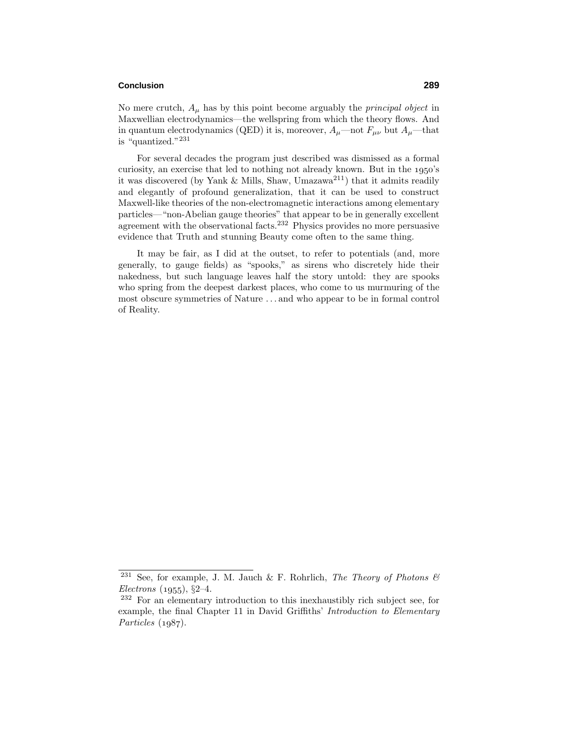No mere crutch, $A_\mu$ has by this point become arguably the *principal object* in Maxwellian electrodynamics—the wellspring from which the theory flows. And in quantum electrodynamics (QED) it is, moreover, $A_\mu$—not $F_{\mu\nu}$ but $A_\mu$—that is "quantized."[231]

For several decades the program just described was dismissed as a formal curiosity, an exercise that led to nothing not already known. But in the 1950's it was discovered (by Yank & Mills, Shaw, Umazawa[211]) that it admits readily and elegantly of profound generalization, that it can be used to construct Maxwell-like theories of the non-electromagnetic interactions among elementary particles—"non-Abelian gauge theories" that appear to be in generally excellent agreement with the observational facts.[232] Physics provides no more persuasive evidence that Truth and stunning Beauty come often to the same thing.

It may be fair, as I did at the outset, to refer to potentials (and, more generally, to gauge fields) as "spooks," as sirens who discretely hide their nakedness, but such language leaves half the story untold: they are spooks who spring from the deepest darkest places, who come to us murmuring of the most obscure symmetries of Nature ... and who appear to be in formal control of Reality.

---

[231] See, for example, J. M. Jauch & F. Rohrlich, *The Theory of Photons & Electrons* (1955), §2–4.

[232] For an elementary introduction to this inexhaustibly rich subject see, for example, the final Chapter 11 in David Griffiths' *Introduction to Elementary Particles* (1987).